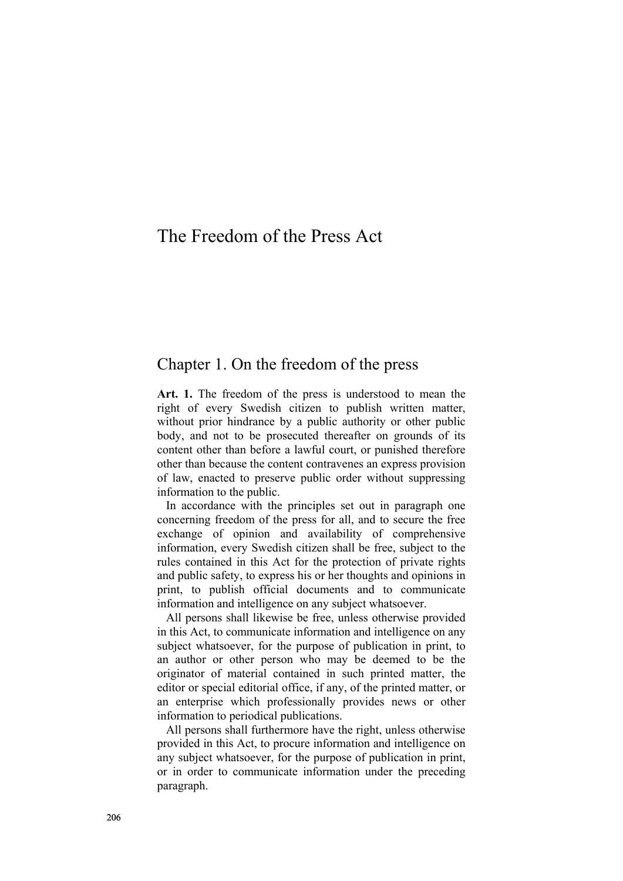# The Freedom of the Press Act

## Chapter 1. On the freedom of the press

**Art. 1.** The freedom of the press is understood to mean the right of every Swedish citizen to publish written matter, without prior hindrance by a public authority or other public body, and not to be prosecuted thereafter on grounds of its content other than before a lawful court, or punished therefore other than because the content contravenes an express provision of law, enacted to preserve public order without suppressing information to the public.

In accordance with the principles set out in paragraph one concerning freedom of the press for all, and to secure the free exchange of opinion and availability of comprehensive information, every Swedish citizen shall be free, subject to the rules contained in this Act for the protection of private rights and public safety, to express his or her thoughts and opinions in print, to publish official documents and to communicate information and intelligence on any subject whatsoever.

All persons shall likewise be free, unless otherwise provided in this Act, to communicate information and intelligence on any subject whatsoever, for the purpose of publication in print, to an author or other person who may be deemed to be the originator of material contained in such printed matter, the editor or special editorial office, if any, of the printed matter, or an enterprise which professionally provides news or other information to periodical publications.

All persons shall furthermore have the right, unless otherwise provided in this Act, to procure information and intelligence on any subject whatsoever, for the purpose of publication in print, or in order to communicate information under the preceding paragraph.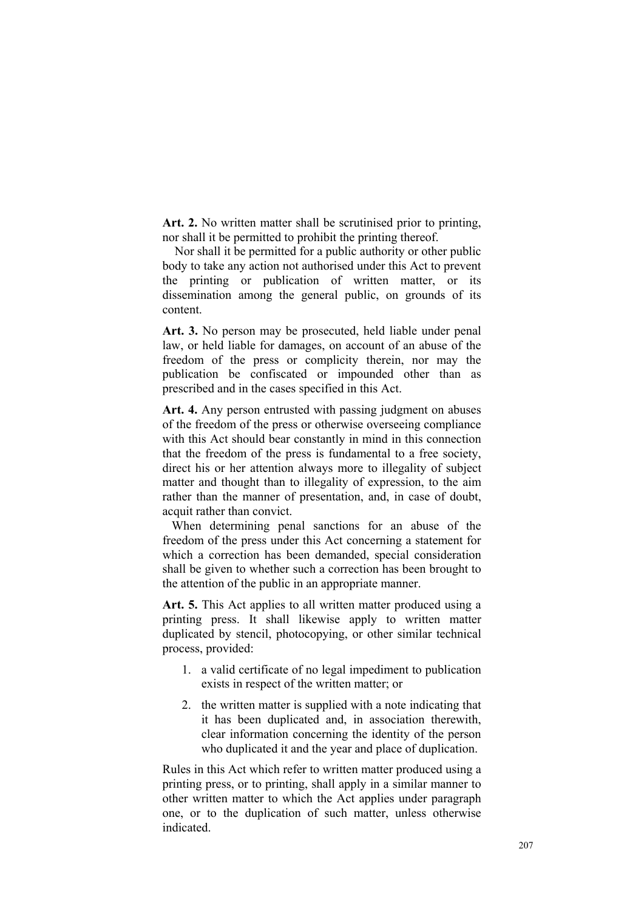**Art. 2.** No written matter shall be scrutinised prior to printing, nor shall it be permitted to prohibit the printing thereof.

Nor shall it be permitted for a public authority or other public body to take any action not authorised under this Act to prevent the printing or publication of written matter, or its dissemination among the general public, on grounds of its content.

**Art. 3.** No person may be prosecuted, held liable under penal law, or held liable for damages, on account of an abuse of the freedom of the press or complicity therein, nor may the publication be confiscated or impounded other than as prescribed and in the cases specified in this Act.

**Art. 4.** Any person entrusted with passing judgment on abuses of the freedom of the press or otherwise overseeing compliance with this Act should bear constantly in mind in this connection that the freedom of the press is fundamental to a free society, direct his or her attention always more to illegality of subject matter and thought than to illegality of expression, to the aim rather than the manner of presentation, and, in case of doubt, acquit rather than convict.

When determining penal sanctions for an abuse of the freedom of the press under this Act concerning a statement for which a correction has been demanded, special consideration shall be given to whether such a correction has been brought to the attention of the public in an appropriate manner.

**Art. 5.** This Act applies to all written matter produced using a printing press. It shall likewise apply to written matter duplicated by stencil, photocopying, or other similar technical process, provided:

1. a valid certificate of no legal impediment to publication exists in respect of the written matter; or
2. the written matter is supplied with a note indicating that it has been duplicated and, in association therewith, clear information concerning the identity of the person who duplicated it and the year and place of duplication.

Rules in this Act which refer to written matter produced using a printing press, or to printing, shall apply in a similar manner to other written matter to which the Act applies under paragraph one, or to the duplication of such matter, unless otherwise indicated.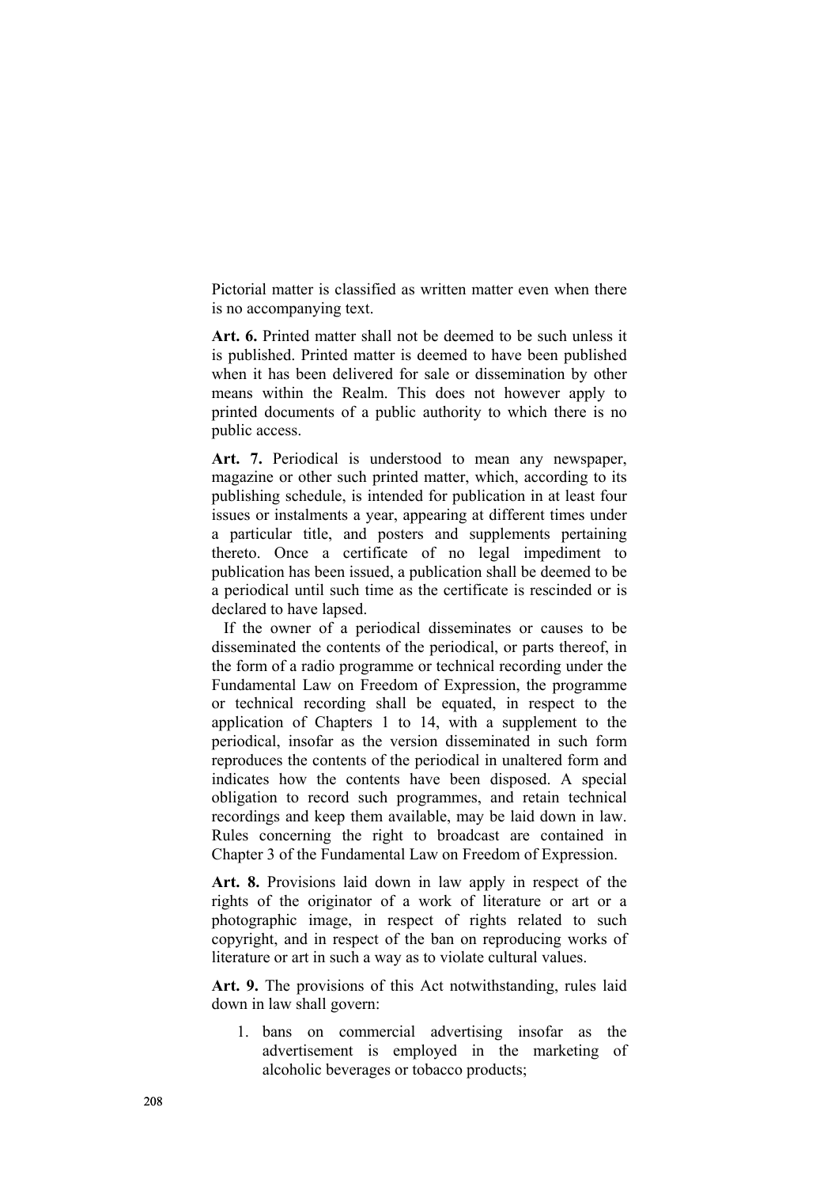Pictorial matter is classified as written matter even when there is no accompanying text.

**Art. 6.** Printed matter shall not be deemed to be such unless it is published. Printed matter is deemed to have been published when it has been delivered for sale or dissemination by other means within the Realm. This does not however apply to printed documents of a public authority to which there is no public access.

**Art. 7.** Periodical is understood to mean any newspaper, magazine or other such printed matter, which, according to its publishing schedule, is intended for publication in at least four issues or instalments a year, appearing at different times under a particular title, and posters and supplements pertaining thereto. Once a certificate of no legal impediment to publication has been issued, a publication shall be deemed to be a periodical until such time as the certificate is rescinded or is declared to have lapsed.

If the owner of a periodical disseminates or causes to be disseminated the contents of the periodical, or parts thereof, in the form of a radio programme or technical recording under the Fundamental Law on Freedom of Expression, the programme or technical recording shall be equated, in respect to the application of Chapters 1 to 14, with a supplement to the periodical, insofar as the version disseminated in such form reproduces the contents of the periodical in unaltered form and indicates how the contents have been disposed. A special obligation to record such programmes, and retain technical recordings and keep them available, may be laid down in law. Rules concerning the right to broadcast are contained in Chapter 3 of the Fundamental Law on Freedom of Expression.

**Art. 8.** Provisions laid down in law apply in respect of the rights of the originator of a work of literature or art or a photographic image, in respect of rights related to such copyright, and in respect of the ban on reproducing works of literature or art in such a way as to violate cultural values.

**Art. 9.** The provisions of this Act notwithstanding, rules laid down in law shall govern:

1. bans on commercial advertising insofar as the advertisement is employed in the marketing of alcoholic beverages or tobacco products;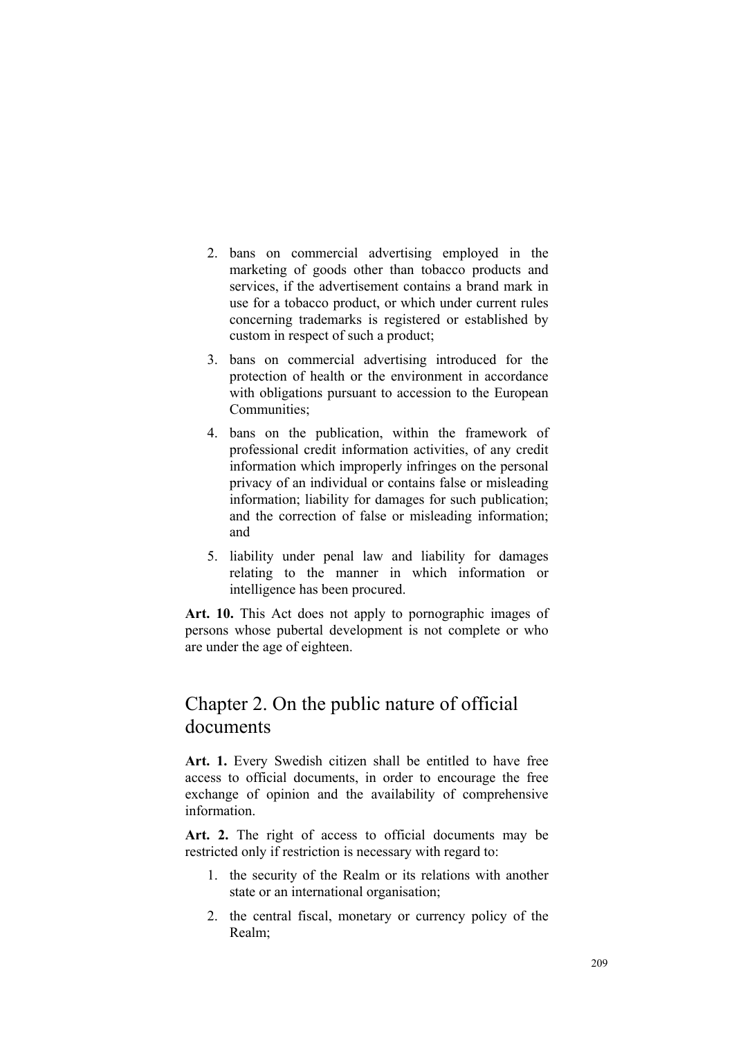2. bans on commercial advertising employed in the marketing of goods other than tobacco products and services, if the advertisement contains a brand mark in use for a tobacco product, or which under current rules concerning trademarks is registered or established by custom in respect of such a product;
3. bans on commercial advertising introduced for the protection of health or the environment in accordance with obligations pursuant to accession to the European Communities;
4. bans on the publication, within the framework of professional credit information activities, of any credit information which improperly infringes on the personal privacy of an individual or contains false or misleading information; liability for damages for such publication; and the correction of false or misleading information; and
5. liability under penal law and liability for damages relating to the manner in which information or intelligence has been procured.

**Art. 10.** This Act does not apply to pornographic images of persons whose pubertal development is not complete or who are under the age of eighteen.

## Chapter 2. On the public nature of official documents

**Art. 1.** Every Swedish citizen shall be entitled to have free access to official documents, in order to encourage the free exchange of opinion and the availability of comprehensive information.

**Art. 2.** The right of access to official documents may be restricted only if restriction is necessary with regard to:

1. the security of the Realm or its relations with another state or an international organisation;
2. the central fiscal, monetary or currency policy of the Realm;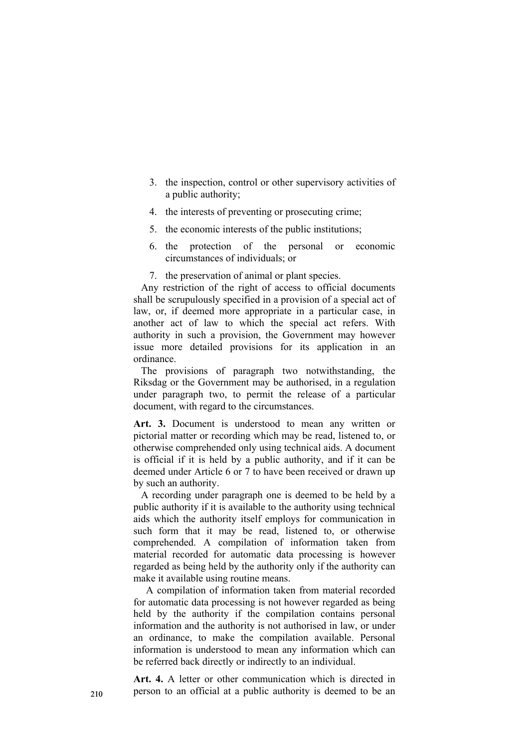3. the inspection, control or other supervisory activities of a public authority;
4. the interests of preventing or prosecuting crime;
5. the economic interests of the public institutions;
6. the protection of the personal or economic circumstances of individuals; or
7. the preservation of animal or plant species.

Any restriction of the right of access to official documents shall be scrupulously specified in a provision of a special act of law, or, if deemed more appropriate in a particular case, in another act of law to which the special act refers. With authority in such a provision, the Government may however issue more detailed provisions for its application in an ordinance.

The provisions of paragraph two notwithstanding, the Riksdag or the Government may be authorised, in a regulation under paragraph two, to permit the release of a particular document, with regard to the circumstances.

**Art. 3.** Document is understood to mean any written or pictorial matter or recording which may be read, listened to, or otherwise comprehended only using technical aids. A document is official if it is held by a public authority, and if it can be deemed under Article 6 or 7 to have been received or drawn up by such an authority.

A recording under paragraph one is deemed to be held by a public authority if it is available to the authority using technical aids which the authority itself employs for communication in such form that it may be read, listened to, or otherwise comprehended. A compilation of information taken from material recorded for automatic data processing is however regarded as being held by the authority only if the authority can make it available using routine means.

A compilation of information taken from material recorded for automatic data processing is not however regarded as being held by the authority if the compilation contains personal information and the authority is not authorised in law, or under an ordinance, to make the compilation available. Personal information is understood to mean any information which can be referred back directly or indirectly to an individual.

**Art. 4.** A letter or other communication which is directed in person to an official at a public authority is deemed to be an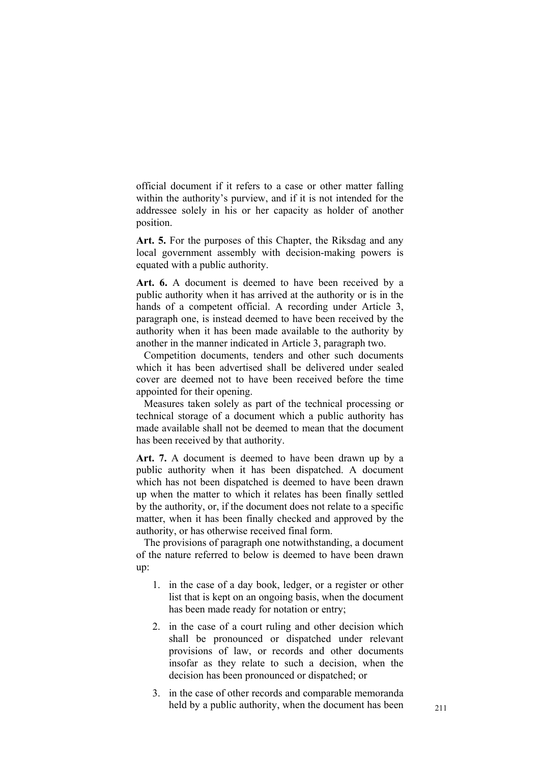official document if it refers to a case or other matter falling within the authority's purview, and if it is not intended for the addressee solely in his or her capacity as holder of another position.

**Art. 5.** For the purposes of this Chapter, the Riksdag and any local government assembly with decision-making powers is equated with a public authority.

**Art. 6.** A document is deemed to have been received by a public authority when it has arrived at the authority or is in the hands of a competent official. A recording under Article 3, paragraph one, is instead deemed to have been received by the authority when it has been made available to the authority by another in the manner indicated in Article 3, paragraph two.

Competition documents, tenders and other such documents which it has been advertised shall be delivered under sealed cover are deemed not to have been received before the time appointed for their opening.

Measures taken solely as part of the technical processing or technical storage of a document which a public authority has made available shall not be deemed to mean that the document has been received by that authority.

**Art. 7.** A document is deemed to have been drawn up by a public authority when it has been dispatched. A document which has not been dispatched is deemed to have been drawn up when the matter to which it relates has been finally settled by the authority, or, if the document does not relate to a specific matter, when it has been finally checked and approved by the authority, or has otherwise received final form.

The provisions of paragraph one notwithstanding, a document of the nature referred to below is deemed to have been drawn up:

1. in the case of a day book, ledger, or a register or other list that is kept on an ongoing basis, when the document has been made ready for notation or entry;
2. in the case of a court ruling and other decision which shall be pronounced or dispatched under relevant provisions of law, or records and other documents insofar as they relate to such a decision, when the decision has been pronounced or dispatched; or
3. in the case of other records and comparable memoranda held by a public authority, when the document has been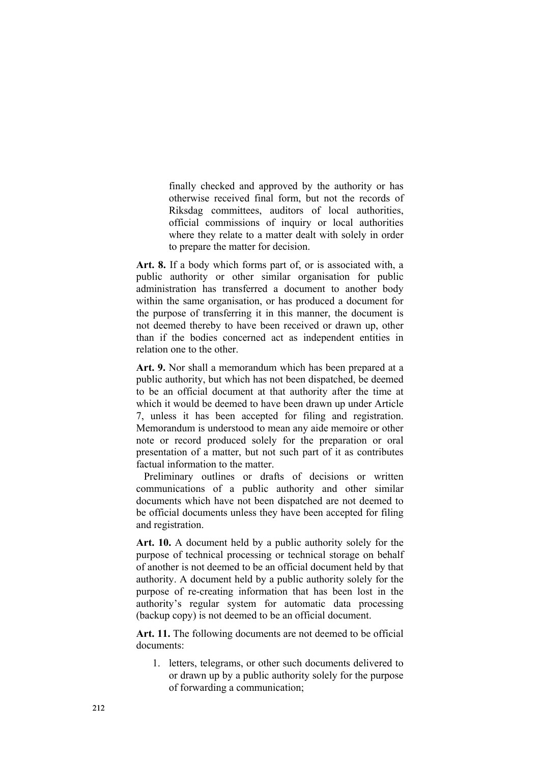finally checked and approved by the authority or has otherwise received final form, but not the records of Riksdag committees, auditors of local authorities, official commissions of inquiry or local authorities where they relate to a matter dealt with solely in order to prepare the matter for decision.

**Art. 8.** If a body which forms part of, or is associated with, a public authority or other similar organisation for public administration has transferred a document to another body within the same organisation, or has produced a document for the purpose of transferring it in this manner, the document is not deemed thereby to have been received or drawn up, other than if the bodies concerned act as independent entities in relation one to the other.

**Art. 9.** Nor shall a memorandum which has been prepared at a public authority, but which has not been dispatched, be deemed to be an official document at that authority after the time at which it would be deemed to have been drawn up under Article 7, unless it has been accepted for filing and registration. Memorandum is understood to mean any aide memoire or other note or record produced solely for the preparation or oral presentation of a matter, but not such part of it as contributes factual information to the matter.

Preliminary outlines or drafts of decisions or written communications of a public authority and other similar documents which have not been dispatched are not deemed to be official documents unless they have been accepted for filing and registration.

**Art. 10.** A document held by a public authority solely for the purpose of technical processing or technical storage on behalf of another is not deemed to be an official document held by that authority. A document held by a public authority solely for the purpose of re-creating information that has been lost in the authority's regular system for automatic data processing (backup copy) is not deemed to be an official document.

**Art. 11.** The following documents are not deemed to be official documents:

1. letters, telegrams, or other such documents delivered to or drawn up by a public authority solely for the purpose of forwarding a communication;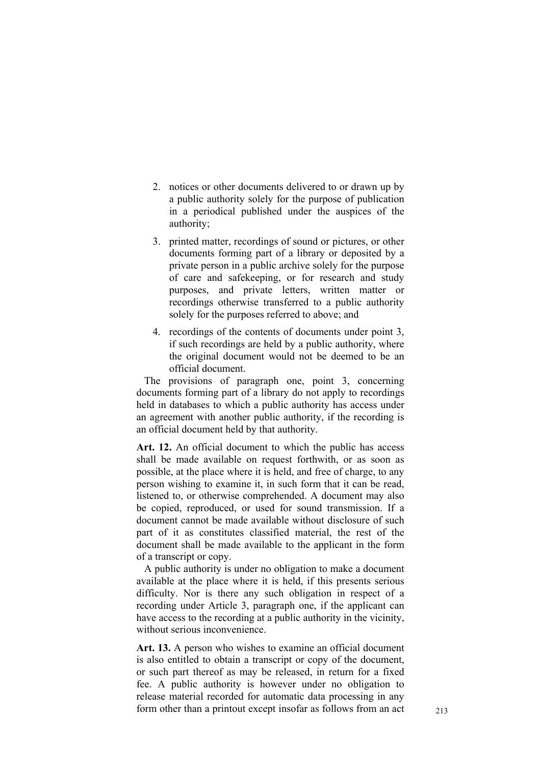2. notices or other documents delivered to or drawn up by a public authority solely for the purpose of publication in a periodical published under the auspices of the authority;
3. printed matter, recordings of sound or pictures, or other documents forming part of a library or deposited by a private person in a public archive solely for the purpose of care and safekeeping, or for research and study purposes, and private letters, written matter or recordings otherwise transferred to a public authority solely for the purposes referred to above; and
4. recordings of the contents of documents under point 3, if such recordings are held by a public authority, where the original document would not be deemed to be an official document.

The provisions of paragraph one, point 3, concerning documents forming part of a library do not apply to recordings held in databases to which a public authority has access under an agreement with another public authority, if the recording is an official document held by that authority.

**Art. 12.** An official document to which the public has access shall be made available on request forthwith, or as soon as possible, at the place where it is held, and free of charge, to any person wishing to examine it, in such form that it can be read, listened to, or otherwise comprehended. A document may also be copied, reproduced, or used for sound transmission. If a document cannot be made available without disclosure of such part of it as constitutes classified material, the rest of the document shall be made available to the applicant in the form of a transcript or copy.

A public authority is under no obligation to make a document available at the place where it is held, if this presents serious difficulty. Nor is there any such obligation in respect of a recording under Article 3, paragraph one, if the applicant can have access to the recording at a public authority in the vicinity, without serious inconvenience.

**Art. 13.** A person who wishes to examine an official document is also entitled to obtain a transcript or copy of the document, or such part thereof as may be released, in return for a fixed fee. A public authority is however under no obligation to release material recorded for automatic data processing in any form other than a printout except insofar as follows from an act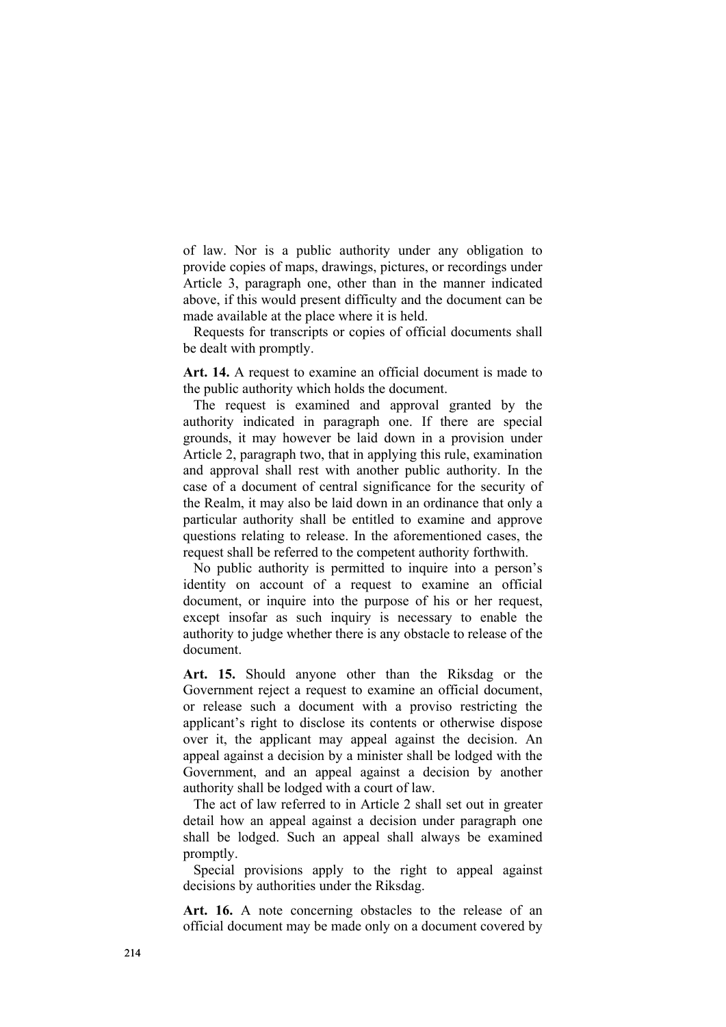of law. Nor is a public authority under any obligation to provide copies of maps, drawings, pictures, or recordings under Article 3, paragraph one, other than in the manner indicated above, if this would present difficulty and the document can be made available at the place where it is held.

Requests for transcripts or copies of official documents shall be dealt with promptly.

**Art. 14.** A request to examine an official document is made to the public authority which holds the document.

The request is examined and approval granted by the authority indicated in paragraph one. If there are special grounds, it may however be laid down in a provision under Article 2, paragraph two, that in applying this rule, examination and approval shall rest with another public authority. In the case of a document of central significance for the security of the Realm, it may also be laid down in an ordinance that only a particular authority shall be entitled to examine and approve questions relating to release. In the aforementioned cases, the request shall be referred to the competent authority forthwith.

No public authority is permitted to inquire into a person's identity on account of a request to examine an official document, or inquire into the purpose of his or her request, except insofar as such inquiry is necessary to enable the authority to judge whether there is any obstacle to release of the document.

**Art. 15.** Should anyone other than the Riksdag or the Government reject a request to examine an official document, or release such a document with a proviso restricting the applicant's right to disclose its contents or otherwise dispose over it, the applicant may appeal against the decision. An appeal against a decision by a minister shall be lodged with the Government, and an appeal against a decision by another authority shall be lodged with a court of law.

The act of law referred to in Article 2 shall set out in greater detail how an appeal against a decision under paragraph one shall be lodged. Such an appeal shall always be examined promptly.

Special provisions apply to the right to appeal against decisions by authorities under the Riksdag.

**Art. 16.** A note concerning obstacles to the release of an official document may be made only on a document covered by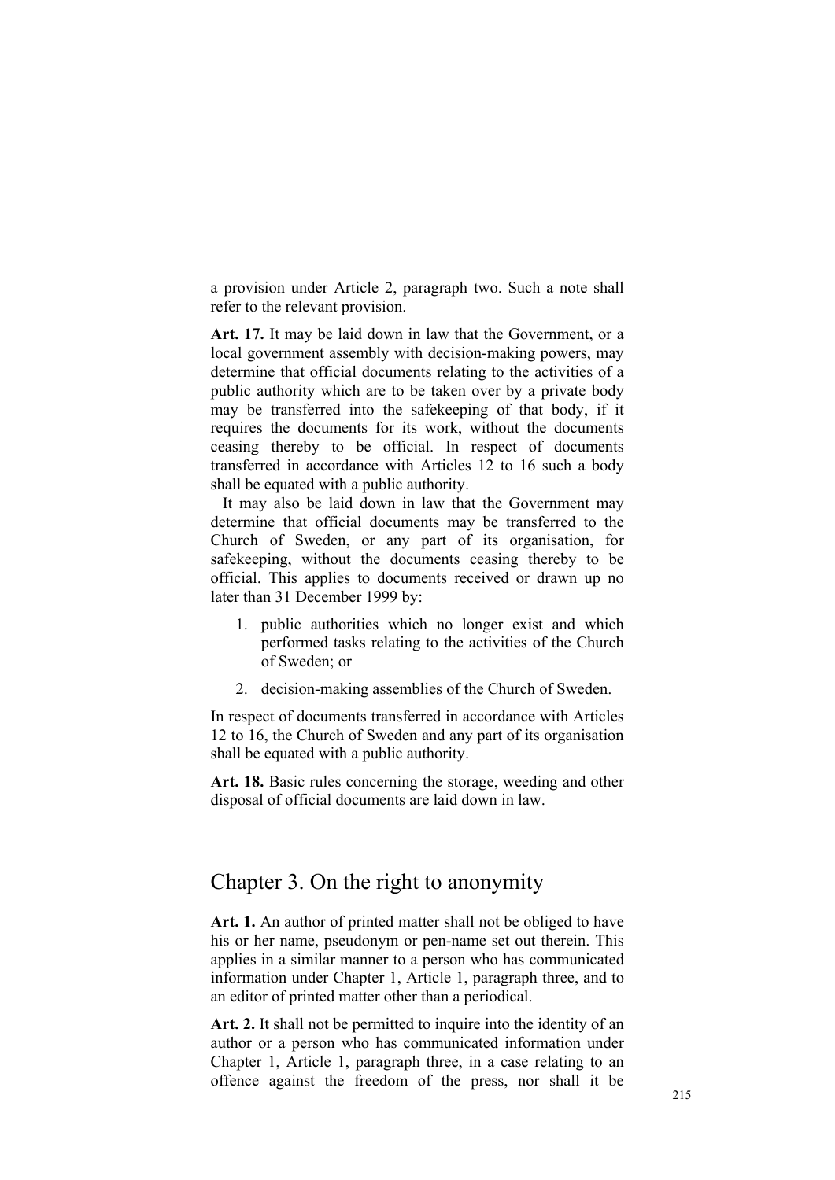a provision under Article 2, paragraph two. Such a note shall refer to the relevant provision.

**Art. 17.** It may be laid down in law that the Government, or a local government assembly with decision-making powers, may determine that official documents relating to the activities of a public authority which are to be taken over by a private body may be transferred into the safekeeping of that body, if it requires the documents for its work, without the documents ceasing thereby to be official. In respect of documents transferred in accordance with Articles 12 to 16 such a body shall be equated with a public authority.

It may also be laid down in law that the Government may determine that official documents may be transferred to the Church of Sweden, or any part of its organisation, for safekeeping, without the documents ceasing thereby to be official. This applies to documents received or drawn up no later than 31 December 1999 by:

1. public authorities which no longer exist and which performed tasks relating to the activities of the Church of Sweden; or
2. decision-making assemblies of the Church of Sweden.

In respect of documents transferred in accordance with Articles 12 to 16, the Church of Sweden and any part of its organisation shall be equated with a public authority.

**Art. 18.** Basic rules concerning the storage, weeding and other disposal of official documents are laid down in law.

## Chapter 3. On the right to anonymity

**Art. 1.** An author of printed matter shall not be obliged to have his or her name, pseudonym or pen-name set out therein. This applies in a similar manner to a person who has communicated information under Chapter 1, Article 1, paragraph three, and to an editor of printed matter other than a periodical.

**Art. 2.** It shall not be permitted to inquire into the identity of an author or a person who has communicated information under Chapter 1, Article 1, paragraph three, in a case relating to an offence against the freedom of the press, nor shall it be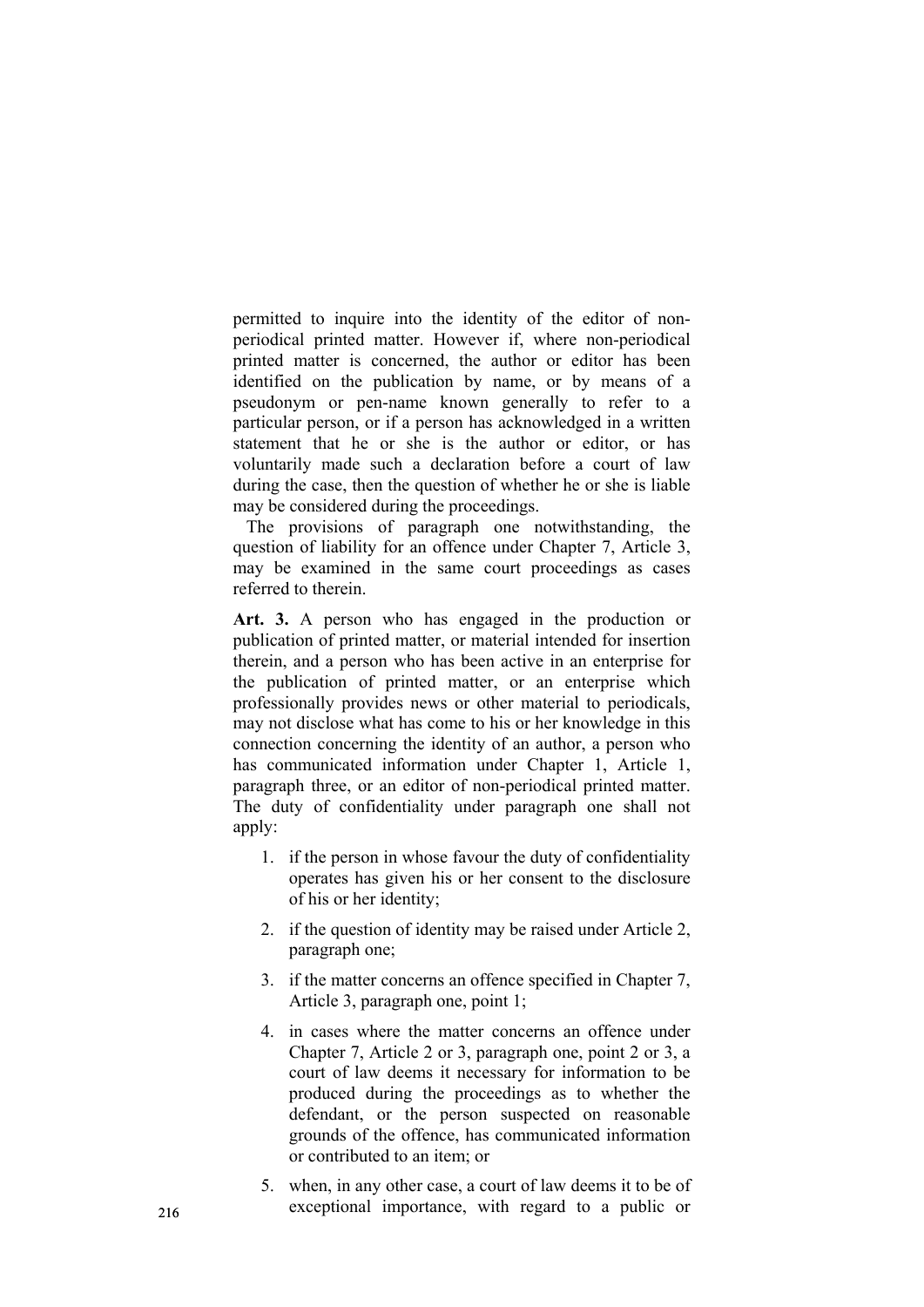permitted to inquire into the identity of the editor of non-periodical printed matter. However if, where non-periodical printed matter is concerned, the author or editor has been identified on the publication by name, or by means of a pseudonym or pen-name known generally to refer to a particular person, or if a person has acknowledged in a written statement that he or she is the author or editor, or has voluntarily made such a declaration before a court of law during the case, then the question of whether he or she is liable may be considered during the proceedings.

The provisions of paragraph one notwithstanding, the question of liability for an offence under Chapter 7, Article 3, may be examined in the same court proceedings as cases referred to therein.

**Art. 3.** A person who has engaged in the production or publication of printed matter, or material intended for insertion therein, and a person who has been active in an enterprise for the publication of printed matter, or an enterprise which professionally provides news or other material to periodicals, may not disclose what has come to his or her knowledge in this connection concerning the identity of an author, a person who has communicated information under Chapter 1, Article 1, paragraph three, or an editor of non-periodical printed matter. The duty of confidentiality under paragraph one shall not apply:

1. if the person in whose favour the duty of confidentiality operates has given his or her consent to the disclosure of his or her identity;
2. if the question of identity may be raised under Article 2, paragraph one;
3. if the matter concerns an offence specified in Chapter 7, Article 3, paragraph one, point 1;
4. in cases where the matter concerns an offence under Chapter 7, Article 2 or 3, paragraph one, point 2 or 3, a court of law deems it necessary for information to be produced during the proceedings as to whether the defendant, or the person suspected on reasonable grounds of the offence, has communicated information or contributed to an item; or
5. when, in any other case, a court of law deems it to be of exceptional importance, with regard to a public or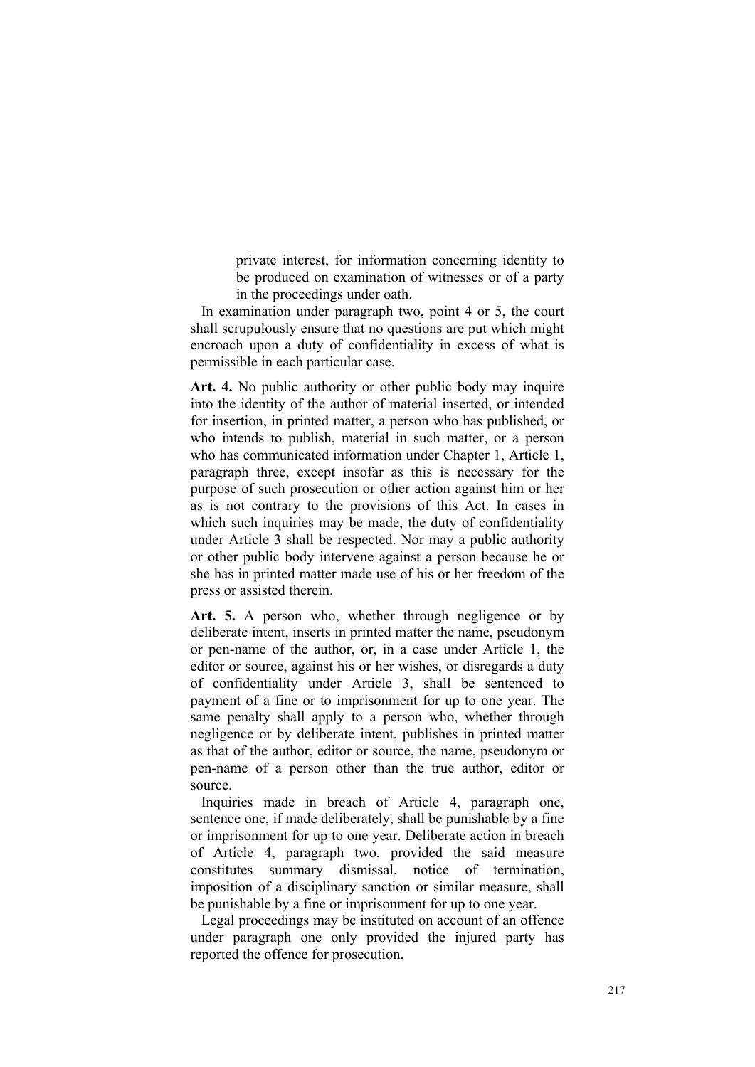private interest, for information concerning identity to be produced on examination of witnesses or of a party in the proceedings under oath.

In examination under paragraph two, point 4 or 5, the court shall scrupulously ensure that no questions are put which might encroach upon a duty of confidentiality in excess of what is permissible in each particular case.

**Art. 4.** No public authority or other public body may inquire into the identity of the author of material inserted, or intended for insertion, in printed matter, a person who has published, or who intends to publish, material in such matter, or a person who has communicated information under Chapter 1, Article 1, paragraph three, except insofar as this is necessary for the purpose of such prosecution or other action against him or her as is not contrary to the provisions of this Act. In cases in which such inquiries may be made, the duty of confidentiality under Article 3 shall be respected. Nor may a public authority or other public body intervene against a person because he or she has in printed matter made use of his or her freedom of the press or assisted therein.

**Art. 5.** A person who, whether through negligence or by deliberate intent, inserts in printed matter the name, pseudonym or pen-name of the author, or, in a case under Article 1, the editor or source, against his or her wishes, or disregards a duty of confidentiality under Article 3, shall be sentenced to payment of a fine or to imprisonment for up to one year. The same penalty shall apply to a person who, whether through negligence or by deliberate intent, publishes in printed matter as that of the author, editor or source, the name, pseudonym or pen-name of a person other than the true author, editor or source.

Inquiries made in breach of Article 4, paragraph one, sentence one, if made deliberately, shall be punishable by a fine or imprisonment for up to one year. Deliberate action in breach of Article 4, paragraph two, provided the said measure constitutes summary dismissal, notice of termination, imposition of a disciplinary sanction or similar measure, shall be punishable by a fine or imprisonment for up to one year.

Legal proceedings may be instituted on account of an offence under paragraph one only provided the injured party has reported the offence for prosecution.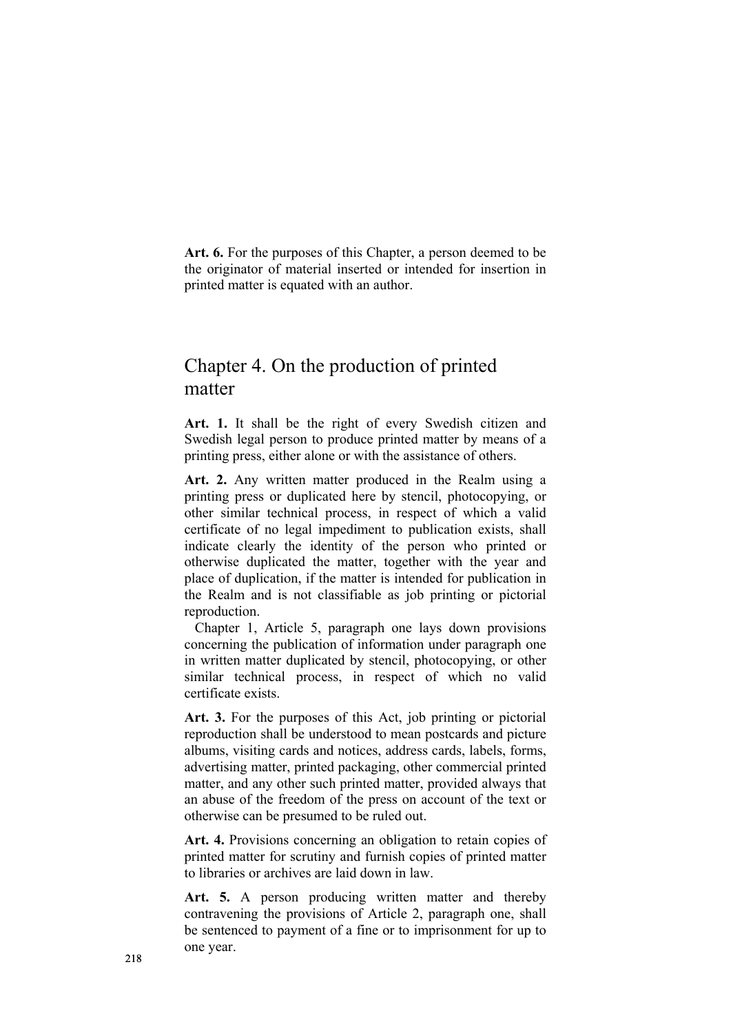**Art. 6.** For the purposes of this Chapter, a person deemed to be the originator of material inserted or intended for insertion in printed matter is equated with an author.

## Chapter 4. On the production of printed matter

**Art. 1.** It shall be the right of every Swedish citizen and Swedish legal person to produce printed matter by means of a printing press, either alone or with the assistance of others.

**Art. 2.** Any written matter produced in the Realm using a printing press or duplicated here by stencil, photocopying, or other similar technical process, in respect of which a valid certificate of no legal impediment to publication exists, shall indicate clearly the identity of the person who printed or otherwise duplicated the matter, together with the year and place of duplication, if the matter is intended for publication in the Realm and is not classifiable as job printing or pictorial reproduction.

Chapter 1, Article 5, paragraph one lays down provisions concerning the publication of information under paragraph one in written matter duplicated by stencil, photocopying, or other similar technical process, in respect of which no valid certificate exists.

**Art. 3.** For the purposes of this Act, job printing or pictorial reproduction shall be understood to mean postcards and picture albums, visiting cards and notices, address cards, labels, forms, advertising matter, printed packaging, other commercial printed matter, and any other such printed matter, provided always that an abuse of the freedom of the press on account of the text or otherwise can be presumed to be ruled out.

**Art. 4.** Provisions concerning an obligation to retain copies of printed matter for scrutiny and furnish copies of printed matter to libraries or archives are laid down in law.

**Art. 5.** A person producing written matter and thereby contravening the provisions of Article 2, paragraph one, shall be sentenced to payment of a fine or to imprisonment for up to one year.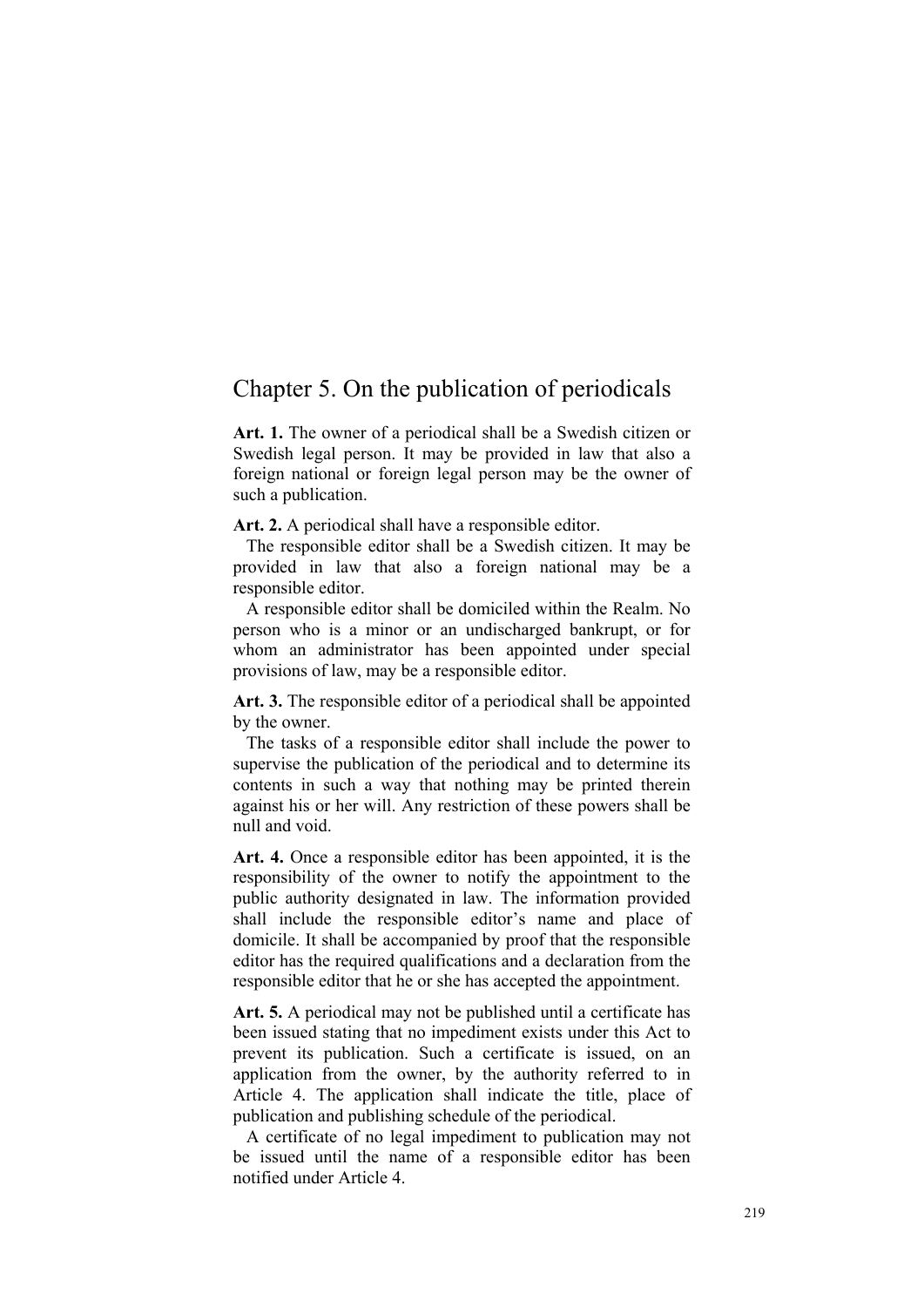## Chapter 5. On the publication of periodicals

**Art. 1.** The owner of a periodical shall be a Swedish citizen or Swedish legal person. It may be provided in law that also a foreign national or foreign legal person may be the owner of such a publication.

**Art. 2.** A periodical shall have a responsible editor.

The responsible editor shall be a Swedish citizen. It may be provided in law that also a foreign national may be a responsible editor.

A responsible editor shall be domiciled within the Realm. No person who is a minor or an undischarged bankrupt, or for whom an administrator has been appointed under special provisions of law, may be a responsible editor.

**Art. 3.** The responsible editor of a periodical shall be appointed by the owner.

The tasks of a responsible editor shall include the power to supervise the publication of the periodical and to determine its contents in such a way that nothing may be printed therein against his or her will. Any restriction of these powers shall be null and void.

**Art. 4.** Once a responsible editor has been appointed, it is the responsibility of the owner to notify the appointment to the public authority designated in law. The information provided shall include the responsible editor's name and place of domicile. It shall be accompanied by proof that the responsible editor has the required qualifications and a declaration from the responsible editor that he or she has accepted the appointment.

**Art. 5.** A periodical may not be published until a certificate has been issued stating that no impediment exists under this Act to prevent its publication. Such a certificate is issued, on an application from the owner, by the authority referred to in Article 4. The application shall indicate the title, place of publication and publishing schedule of the periodical.

A certificate of no legal impediment to publication may not be issued until the name of a responsible editor has been notified under Article 4.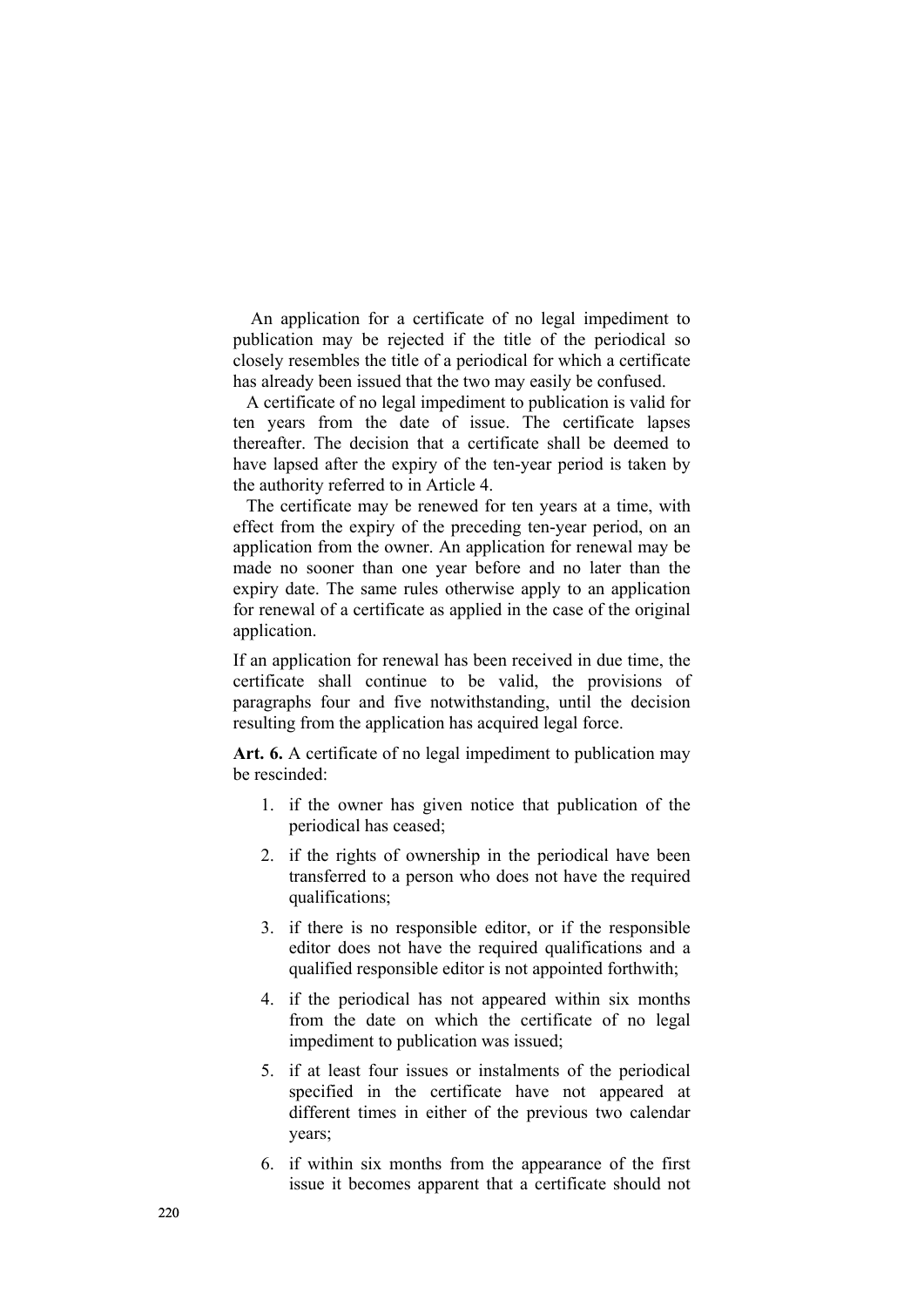An application for a certificate of no legal impediment to publication may be rejected if the title of the periodical so closely resembles the title of a periodical for which a certificate has already been issued that the two may easily be confused.

A certificate of no legal impediment to publication is valid for ten years from the date of issue. The certificate lapses thereafter. The decision that a certificate shall be deemed to have lapsed after the expiry of the ten-year period is taken by the authority referred to in Article 4.

The certificate may be renewed for ten years at a time, with effect from the expiry of the preceding ten-year period, on an application from the owner. An application for renewal may be made no sooner than one year before and no later than the expiry date. The same rules otherwise apply to an application for renewal of a certificate as applied in the case of the original application.

If an application for renewal has been received in due time, the certificate shall continue to be valid, the provisions of paragraphs four and five notwithstanding, until the decision resulting from the application has acquired legal force.

**Art. 6.** A certificate of no legal impediment to publication may be rescinded:

1. if the owner has given notice that publication of the periodical has ceased;
2. if the rights of ownership in the periodical have been transferred to a person who does not have the required qualifications;
3. if there is no responsible editor, or if the responsible editor does not have the required qualifications and a qualified responsible editor is not appointed forthwith;
4. if the periodical has not appeared within six months from the date on which the certificate of no legal impediment to publication was issued;
5. if at least four issues or instalments of the periodical specified in the certificate have not appeared at different times in either of the previous two calendar years;
6. if within six months from the appearance of the first issue it becomes apparent that a certificate should not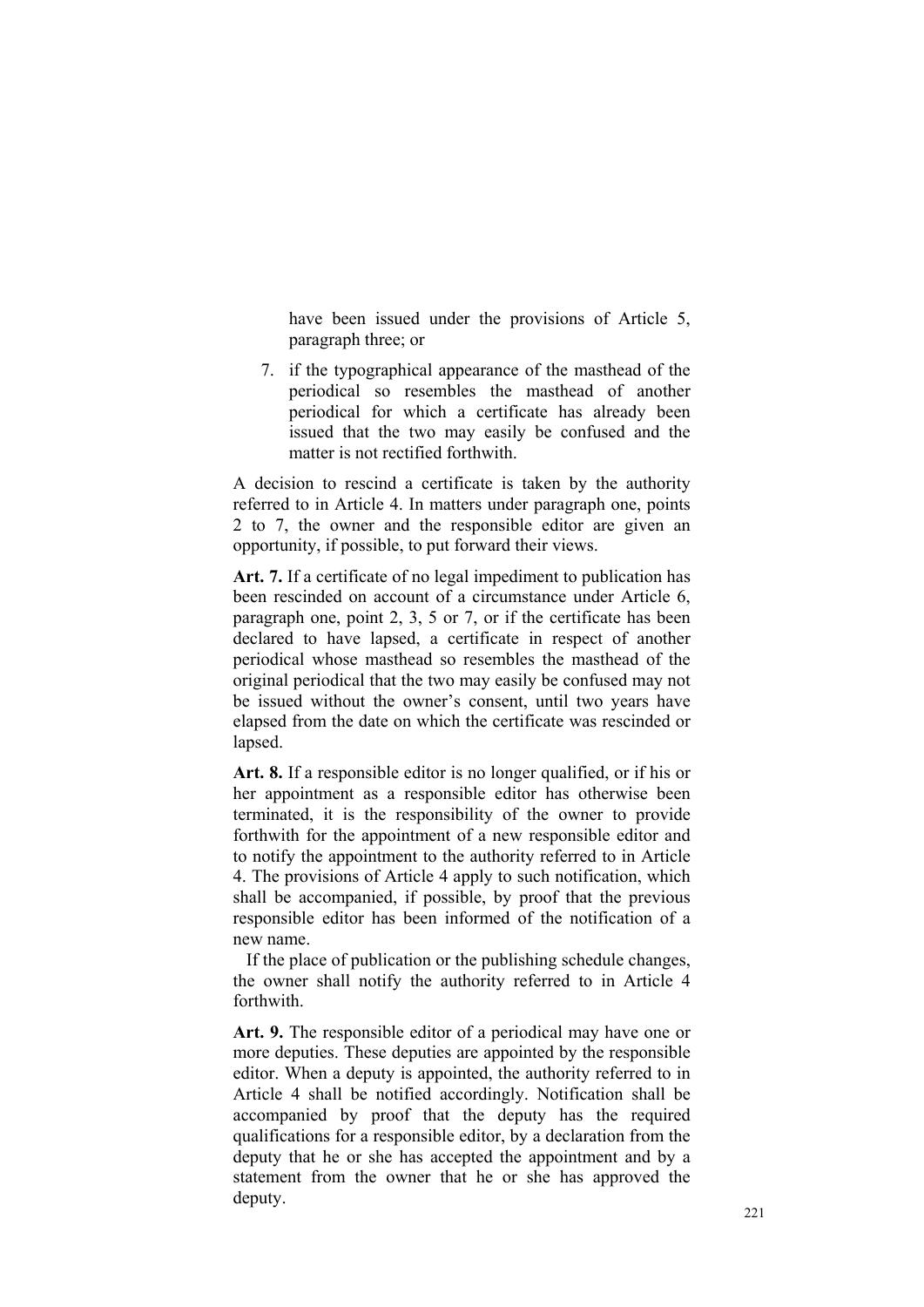have been issued under the provisions of Article 5, paragraph three; or

7. if the typographical appearance of the masthead of the periodical so resembles the masthead of another periodical for which a certificate has already been issued that the two may easily be confused and the matter is not rectified forthwith.

A decision to rescind a certificate is taken by the authority referred to in Article 4. In matters under paragraph one, points 2 to 7, the owner and the responsible editor are given an opportunity, if possible, to put forward their views.

**Art. 7.** If a certificate of no legal impediment to publication has been rescinded on account of a circumstance under Article 6, paragraph one, point 2, 3, 5 or 7, or if the certificate has been declared to have lapsed, a certificate in respect of another periodical whose masthead so resembles the masthead of the original periodical that the two may easily be confused may not be issued without the owner's consent, until two years have elapsed from the date on which the certificate was rescinded or lapsed.

**Art. 8.** If a responsible editor is no longer qualified, or if his or her appointment as a responsible editor has otherwise been terminated, it is the responsibility of the owner to provide forthwith for the appointment of a new responsible editor and to notify the appointment to the authority referred to in Article 4. The provisions of Article 4 apply to such notification, which shall be accompanied, if possible, by proof that the previous responsible editor has been informed of the notification of a new name.

If the place of publication or the publishing schedule changes, the owner shall notify the authority referred to in Article 4 forthwith.

**Art. 9.** The responsible editor of a periodical may have one or more deputies. These deputies are appointed by the responsible editor. When a deputy is appointed, the authority referred to in Article 4 shall be notified accordingly. Notification shall be accompanied by proof that the deputy has the required qualifications for a responsible editor, by a declaration from the deputy that he or she has accepted the appointment and by a statement from the owner that he or she has approved the deputy.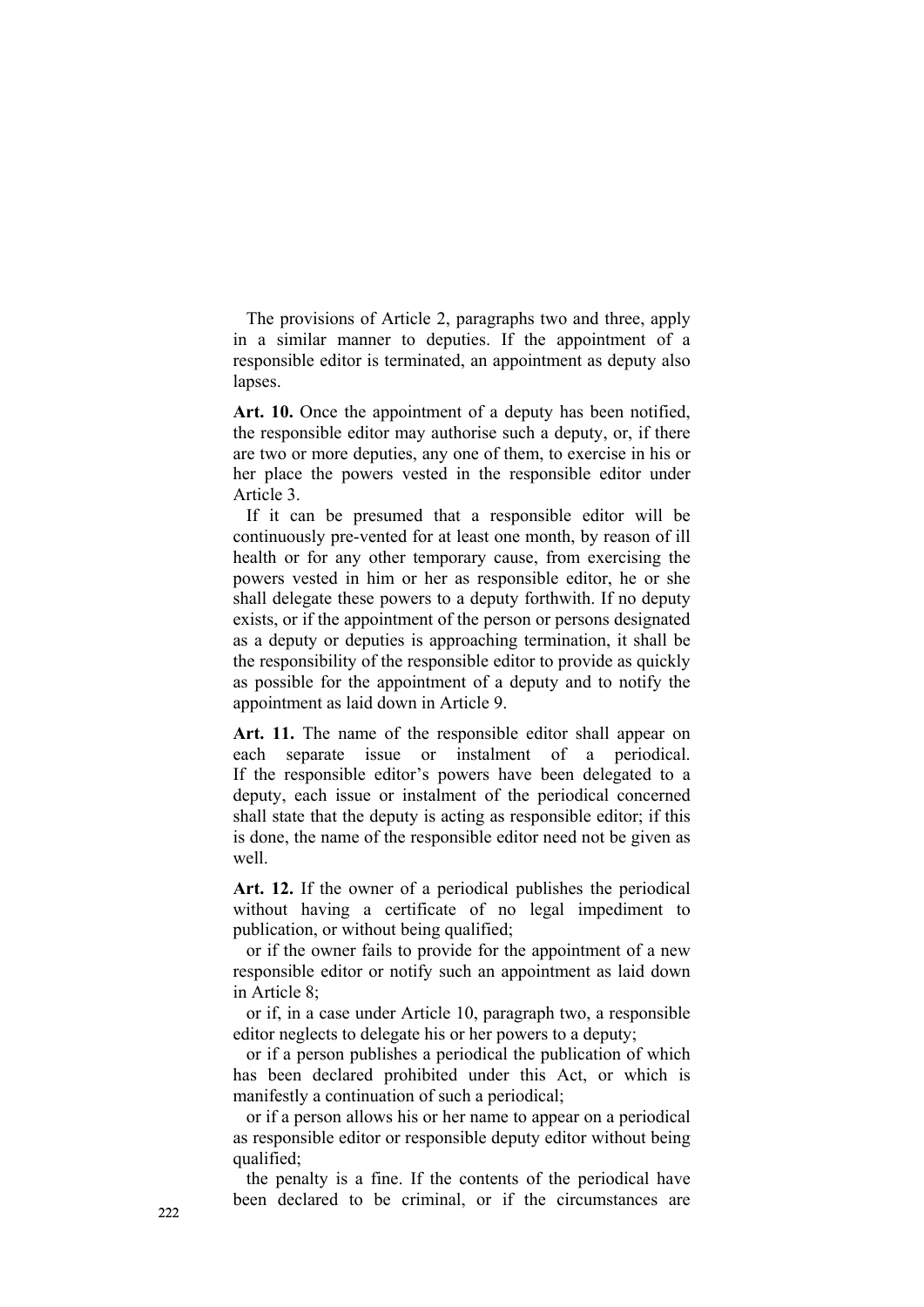The provisions of Article 2, paragraphs two and three, apply in a similar manner to deputies. If the appointment of a responsible editor is terminated, an appointment as deputy also lapses.

**Art. 10.** Once the appointment of a deputy has been notified, the responsible editor may authorise such a deputy, or, if there are two or more deputies, any one of them, to exercise in his or her place the powers vested in the responsible editor under Article 3.

If it can be presumed that a responsible editor will be continuously pre-vented for at least one month, by reason of ill health or for any other temporary cause, from exercising the powers vested in him or her as responsible editor, he or she shall delegate these powers to a deputy forthwith. If no deputy exists, or if the appointment of the person or persons designated as a deputy or deputies is approaching termination, it shall be the responsibility of the responsible editor to provide as quickly as possible for the appointment of a deputy and to notify the appointment as laid down in Article 9.

**Art. 11.** The name of the responsible editor shall appear on each separate issue or instalment of a periodical. If the responsible editor's powers have been delegated to a deputy, each issue or instalment of the periodical concerned shall state that the deputy is acting as responsible editor; if this is done, the name of the responsible editor need not be given as well.

**Art. 12.** If the owner of a periodical publishes the periodical without having a certificate of no legal impediment to publication, or without being qualified;

or if the owner fails to provide for the appointment of a new responsible editor or notify such an appointment as laid down in Article 8;

or if, in a case under Article 10, paragraph two, a responsible editor neglects to delegate his or her powers to a deputy;

or if a person publishes a periodical the publication of which has been declared prohibited under this Act, or which is manifestly a continuation of such a periodical;

or if a person allows his or her name to appear on a periodical as responsible editor or responsible deputy editor without being qualified;

the penalty is a fine. If the contents of the periodical have been declared to be criminal, or if the circumstances are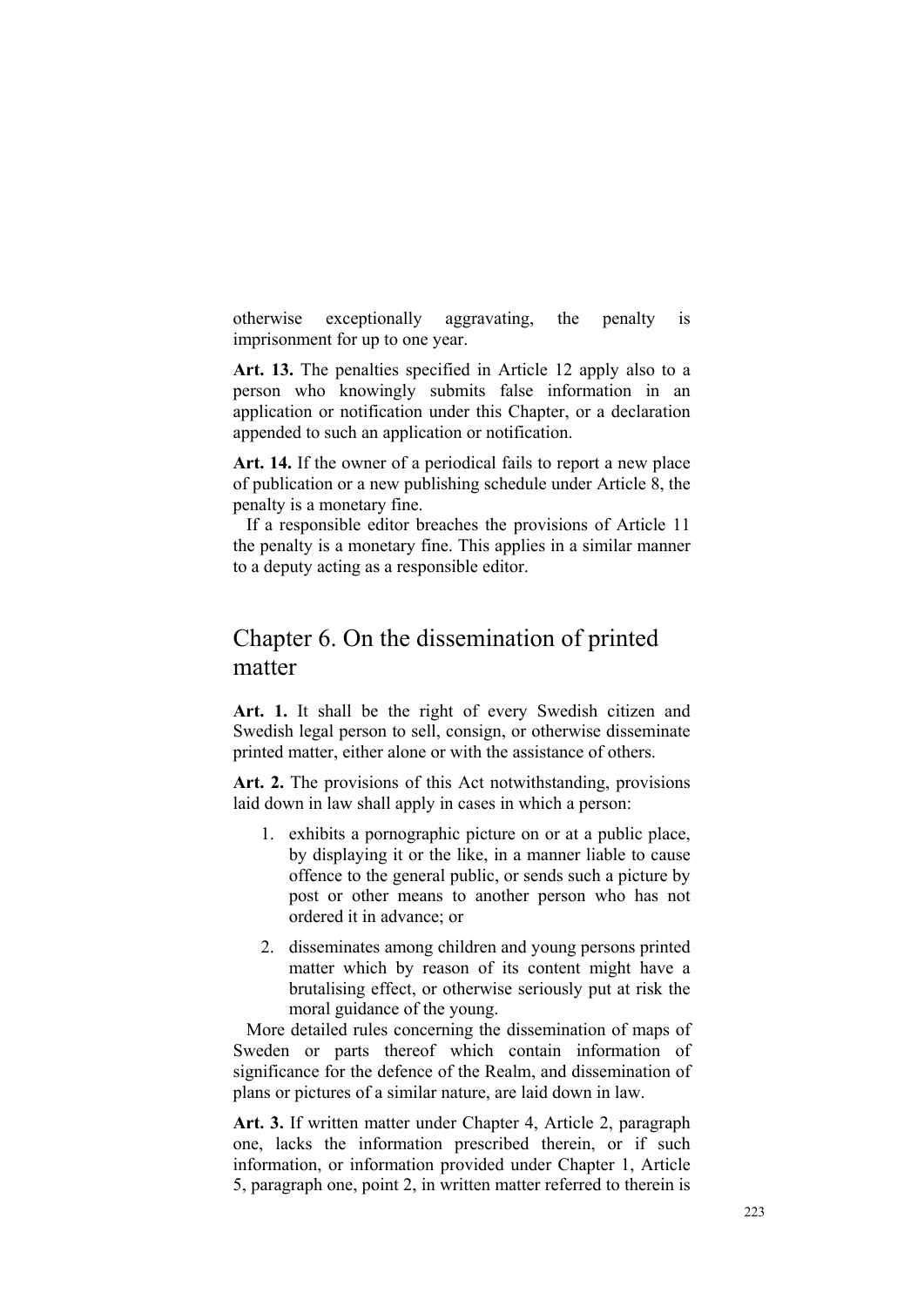otherwise exceptionally aggravating, the penalty is imprisonment for up to one year.

**Art. 13.** The penalties specified in Article 12 apply also to a person who knowingly submits false information in an application or notification under this Chapter, or a declaration appended to such an application or notification.

**Art. 14.** If the owner of a periodical fails to report a new place of publication or a new publishing schedule under Article 8, the penalty is a monetary fine.

If a responsible editor breaches the provisions of Article 11 the penalty is a monetary fine. This applies in a similar manner to a deputy acting as a responsible editor.

## Chapter 6. On the dissemination of printed matter

**Art. 1.** It shall be the right of every Swedish citizen and Swedish legal person to sell, consign, or otherwise disseminate printed matter, either alone or with the assistance of others.

**Art. 2.** The provisions of this Act notwithstanding, provisions laid down in law shall apply in cases in which a person:

1. exhibits a pornographic picture on or at a public place, by displaying it or the like, in a manner liable to cause offence to the general public, or sends such a picture by post or other means to another person who has not ordered it in advance; or
2. disseminates among children and young persons printed matter which by reason of its content might have a brutalising effect, or otherwise seriously put at risk the moral guidance of the young.

More detailed rules concerning the dissemination of maps of Sweden or parts thereof which contain information of significance for the defence of the Realm, and dissemination of plans or pictures of a similar nature, are laid down in law.

**Art. 3.** If written matter under Chapter 4, Article 2, paragraph one, lacks the information prescribed therein, or if such information, or information provided under Chapter 1, Article 5, paragraph one, point 2, in written matter referred to therein is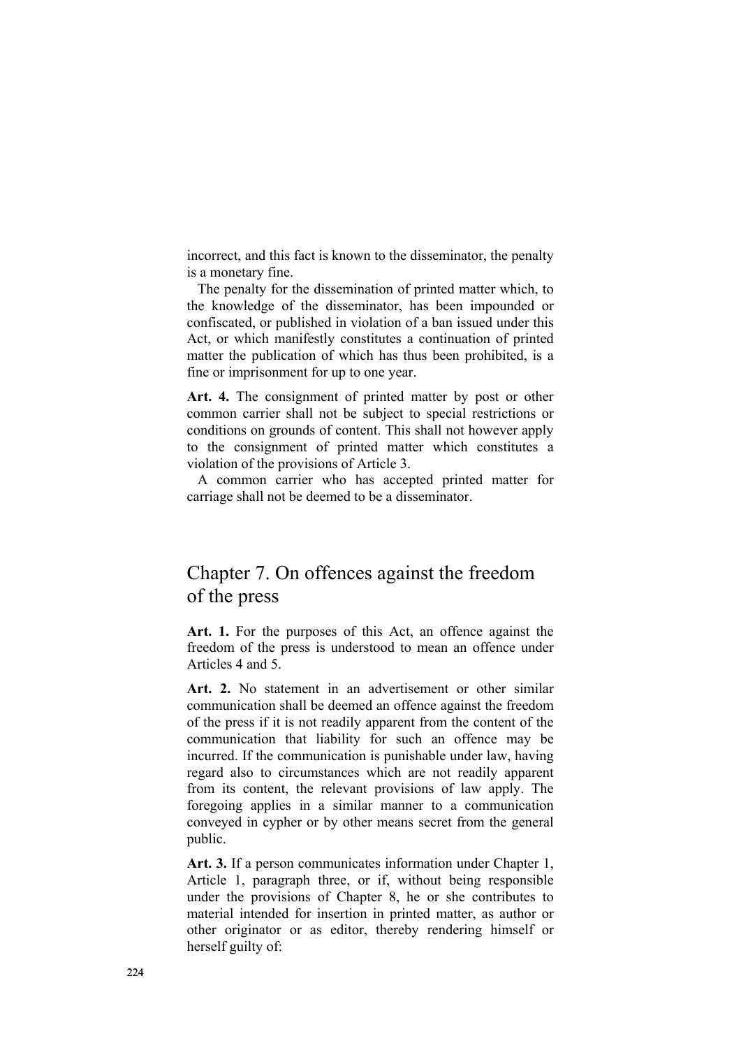incorrect, and this fact is known to the disseminator, the penalty is a monetary fine.

The penalty for the dissemination of printed matter which, to the knowledge of the disseminator, has been impounded or confiscated, or published in violation of a ban issued under this Act, or which manifestly constitutes a continuation of printed matter the publication of which has thus been prohibited, is a fine or imprisonment for up to one year.

**Art. 4.** The consignment of printed matter by post or other common carrier shall not be subject to special restrictions or conditions on grounds of content. This shall not however apply to the consignment of printed matter which constitutes a violation of the provisions of Article 3.

A common carrier who has accepted printed matter for carriage shall not be deemed to be a disseminator.

## Chapter 7. On offences against the freedom of the press

**Art. 1.** For the purposes of this Act, an offence against the freedom of the press is understood to mean an offence under Articles 4 and 5.

**Art. 2.** No statement in an advertisement or other similar communication shall be deemed an offence against the freedom of the press if it is not readily apparent from the content of the communication that liability for such an offence may be incurred. If the communication is punishable under law, having regard also to circumstances which are not readily apparent from its content, the relevant provisions of law apply. The foregoing applies in a similar manner to a communication conveyed in cypher or by other means secret from the general public.

**Art. 3.** If a person communicates information under Chapter 1, Article 1, paragraph three, or if, without being responsible under the provisions of Chapter 8, he or she contributes to material intended for insertion in printed matter, as author or other originator or as editor, thereby rendering himself or herself guilty of: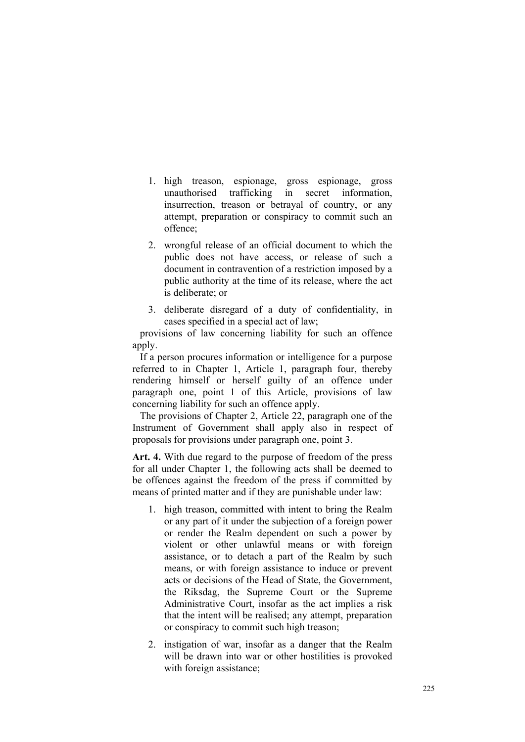1. high treason, espionage, gross espionage, gross unauthorised trafficking in secret information, insurrection, treason or betrayal of country, or any attempt, preparation or conspiracy to commit such an offence;
2. wrongful release of an official document to which the public does not have access, or release of such a document in contravention of a restriction imposed by a public authority at the time of its release, where the act is deliberate; or
3. deliberate disregard of a duty of confidentiality, in cases specified in a special act of law;

provisions of law concerning liability for such an offence apply.

If a person procures information or intelligence for a purpose referred to in Chapter 1, Article 1, paragraph four, thereby rendering himself or herself guilty of an offence under paragraph one, point 1 of this Article, provisions of law concerning liability for such an offence apply.

The provisions of Chapter 2, Article 22, paragraph one of the Instrument of Government shall apply also in respect of proposals for provisions under paragraph one, point 3.

**Art. 4.** With due regard to the purpose of freedom of the press for all under Chapter 1, the following acts shall be deemed to be offences against the freedom of the press if committed by means of printed matter and if they are punishable under law:

1. high treason, committed with intent to bring the Realm or any part of it under the subjection of a foreign power or render the Realm dependent on such a power by violent or other unlawful means or with foreign assistance, or to detach a part of the Realm by such means, or with foreign assistance to induce or prevent acts or decisions of the Head of State, the Government, the Riksdag, the Supreme Court or the Supreme Administrative Court, insofar as the act implies a risk that the intent will be realised; any attempt, preparation or conspiracy to commit such high treason;
2. instigation of war, insofar as a danger that the Realm will be drawn into war or other hostilities is provoked with foreign assistance;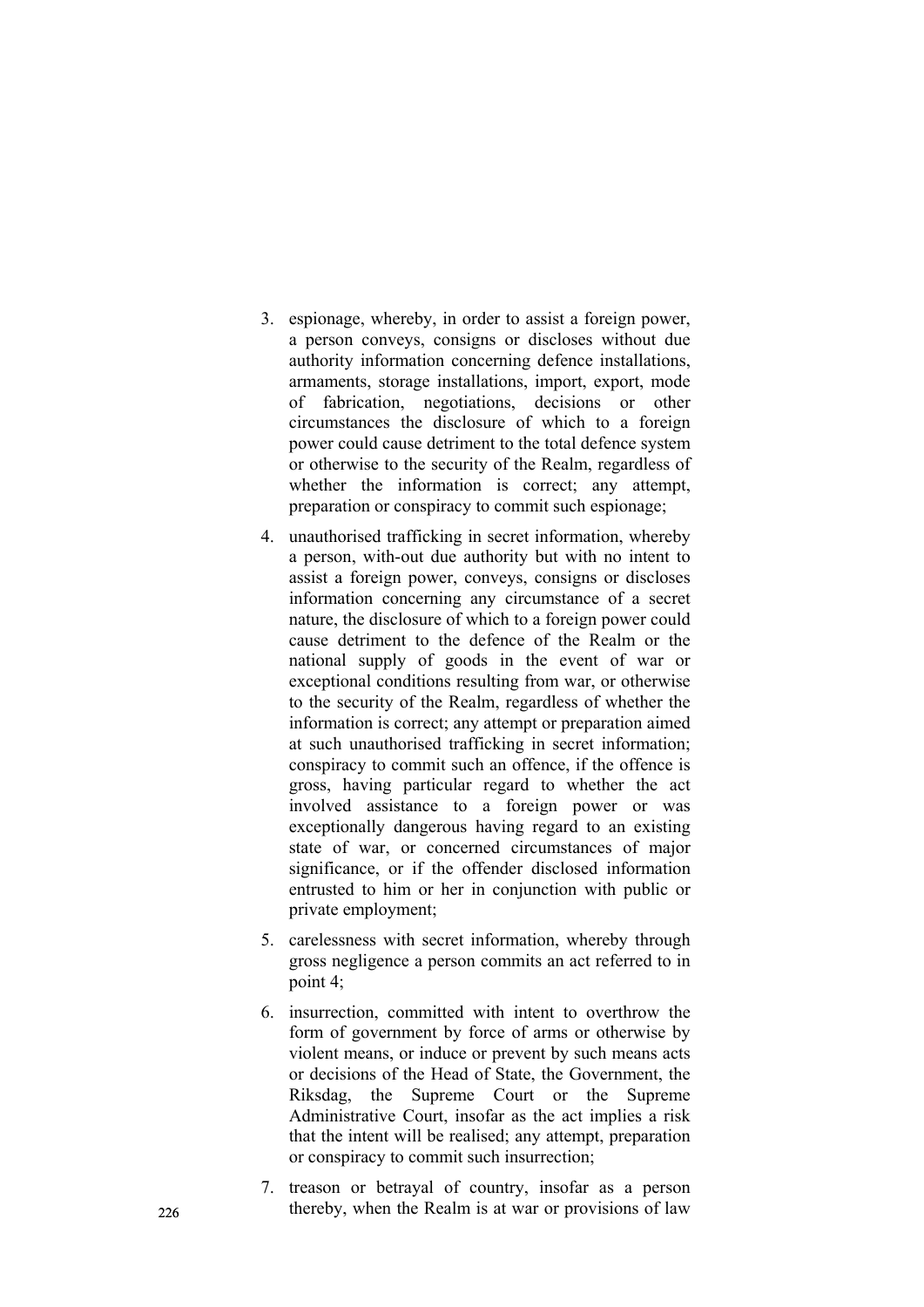3. espionage, whereby, in order to assist a foreign power, a person conveys, consigns or discloses without due authority information concerning defence installations, armaments, storage installations, import, export, mode of fabrication, negotiations, decisions or other circumstances the disclosure of which to a foreign power could cause detriment to the total defence system or otherwise to the security of the Realm, regardless of whether the information is correct; any attempt, preparation or conspiracy to commit such espionage;
4. unauthorised trafficking in secret information, whereby a person, with-out due authority but with no intent to assist a foreign power, conveys, consigns or discloses information concerning any circumstance of a secret nature, the disclosure of which to a foreign power could cause detriment to the defence of the Realm or the national supply of goods in the event of war or exceptional conditions resulting from war, or otherwise to the security of the Realm, regardless of whether the information is correct; any attempt or preparation aimed at such unauthorised trafficking in secret information; conspiracy to commit such an offence, if the offence is gross, having particular regard to whether the act involved assistance to a foreign power or was exceptionally dangerous having regard to an existing state of war, or concerned circumstances of major significance, or if the offender disclosed information entrusted to him or her in conjunction with public or private employment;
5. carelessness with secret information, whereby through gross negligence a person commits an act referred to in point 4;
6. insurrection, committed with intent to overthrow the form of government by force of arms or otherwise by violent means, or induce or prevent by such means acts or decisions of the Head of State, the Government, the Riksdag, the Supreme Court or the Supreme Administrative Court, insofar as the act implies a risk that the intent will be realised; any attempt, preparation or conspiracy to commit such insurrection;
7. treason or betrayal of country, insofar as a person thereby, when the Realm is at war or provisions of law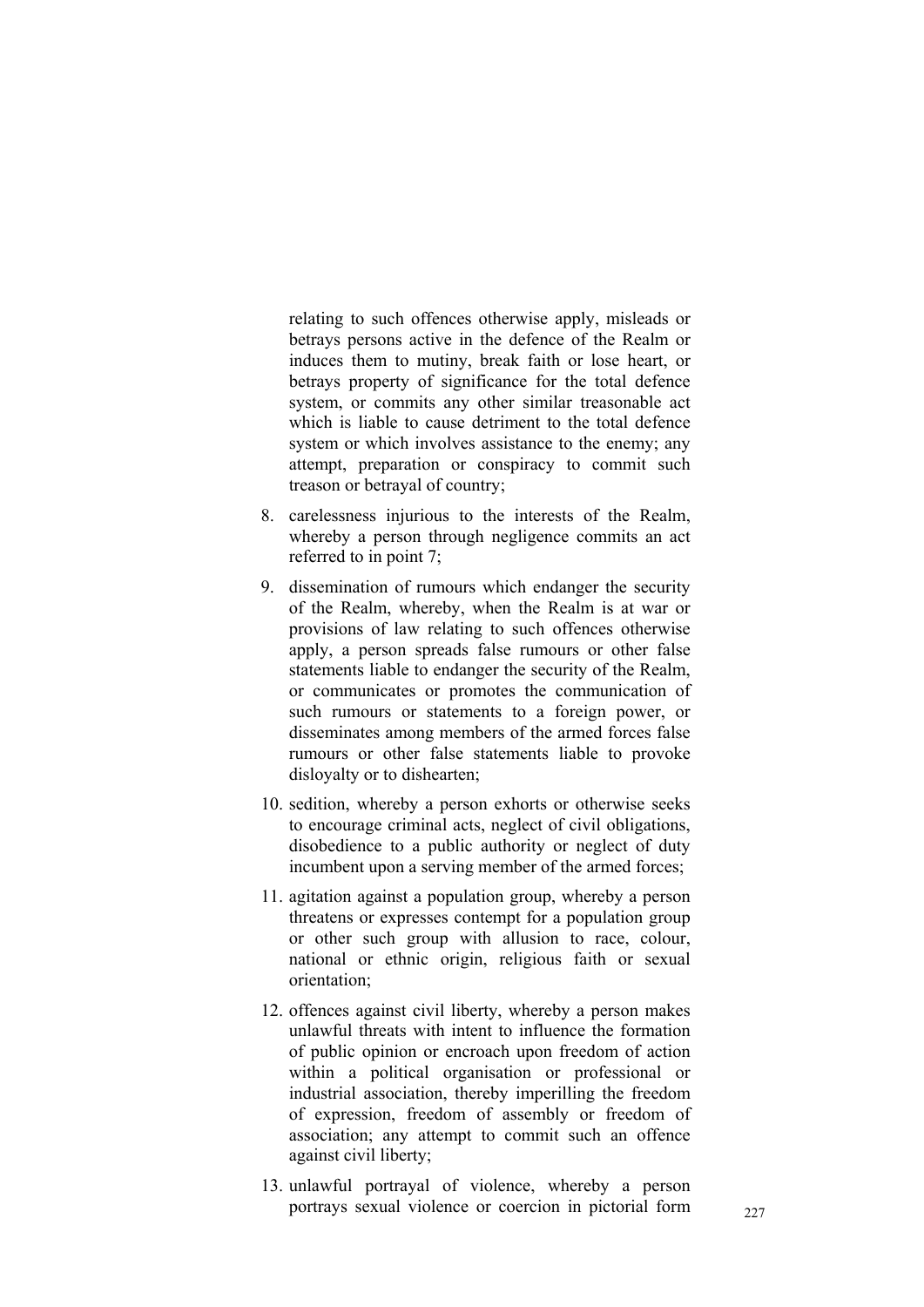relating to such offences otherwise apply, misleads or betrays persons active in the defence of the Realm or induces them to mutiny, break faith or lose heart, or betrays property of significance for the total defence system, or commits any other similar treasonable act which is liable to cause detriment to the total defence system or which involves assistance to the enemy; any attempt, preparation or conspiracy to commit such treason or betrayal of country;

8. carelessness injurious to the interests of the Realm, whereby a person through negligence commits an act referred to in point 7;
9. dissemination of rumours which endanger the security of the Realm, whereby, when the Realm is at war or provisions of law relating to such offences otherwise apply, a person spreads false rumours or other false statements liable to endanger the security of the Realm, or communicates or promotes the communication of such rumours or statements to a foreign power, or disseminates among members of the armed forces false rumours or other false statements liable to provoke disloyalty or to dishearten;
10. sedition, whereby a person exhorts or otherwise seeks to encourage criminal acts, neglect of civil obligations, disobedience to a public authority or neglect of duty incumbent upon a serving member of the armed forces;
11. agitation against a population group, whereby a person threatens or expresses contempt for a population group or other such group with allusion to race, colour, national or ethnic origin, religious faith or sexual orientation;
12. offences against civil liberty, whereby a person makes unlawful threats with intent to influence the formation of public opinion or encroach upon freedom of action within a political organisation or professional or industrial association, thereby imperilling the freedom of expression, freedom of assembly or freedom of association; any attempt to commit such an offence against civil liberty;
13. unlawful portrayal of violence, whereby a person portrays sexual violence or coercion in pictorial form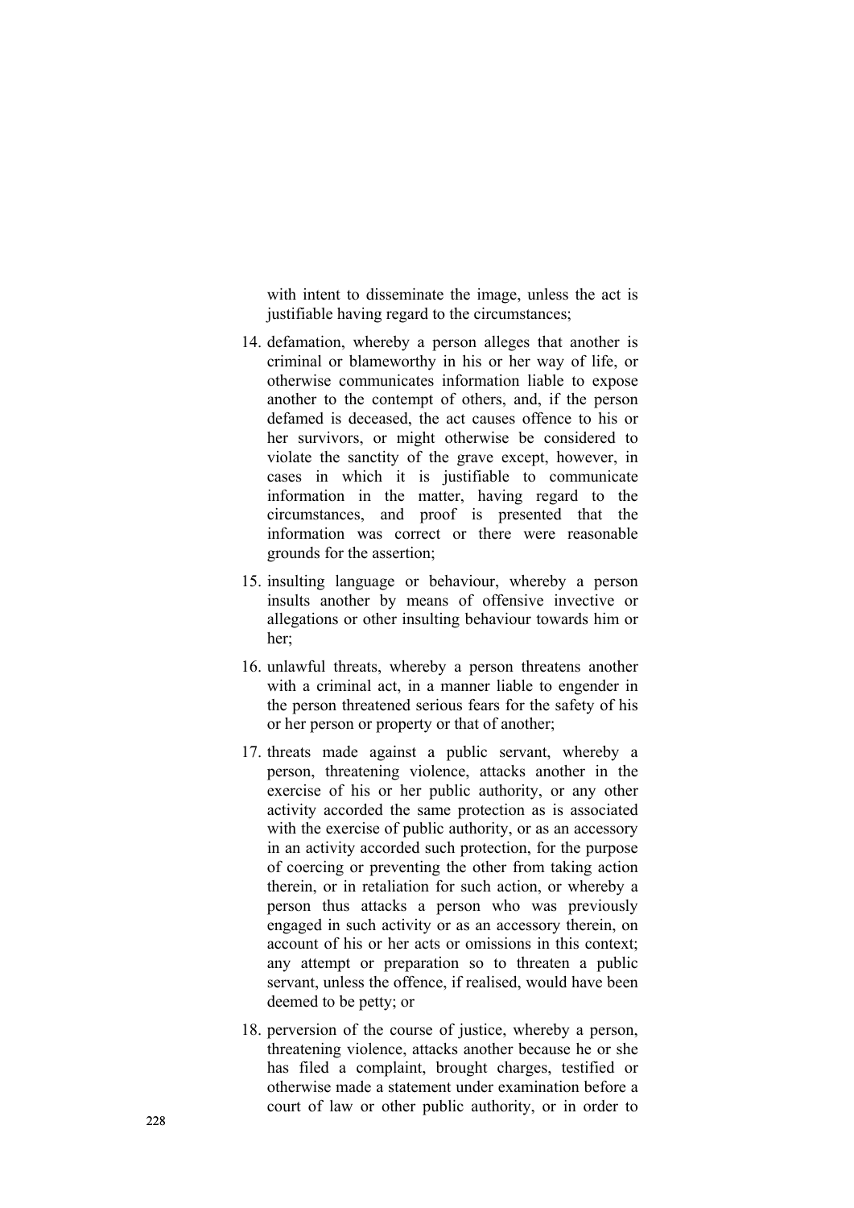with intent to disseminate the image, unless the act is justifiable having regard to the circumstances;

14. defamation, whereby a person alleges that another is criminal or blameworthy in his or her way of life, or otherwise communicates information liable to expose another to the contempt of others, and, if the person defamed is deceased, the act causes offence to his or her survivors, or might otherwise be considered to violate the sanctity of the grave except, however, in cases in which it is justifiable to communicate information in the matter, having regard to the circumstances, and proof is presented that the information was correct or there were reasonable grounds for the assertion;
15. insulting language or behaviour, whereby a person insults another by means of offensive invective or allegations or other insulting behaviour towards him or her;
16. unlawful threats, whereby a person threatens another with a criminal act, in a manner liable to engender in the person threatened serious fears for the safety of his or her person or property or that of another;
17. threats made against a public servant, whereby a person, threatening violence, attacks another in the exercise of his or her public authority, or any other activity accorded the same protection as is associated with the exercise of public authority, or as an accessory in an activity accorded such protection, for the purpose of coercing or preventing the other from taking action therein, or in retaliation for such action, or whereby a person thus attacks a person who was previously engaged in such activity or as an accessory therein, on account of his or her acts or omissions in this context; any attempt or preparation so to threaten a public servant, unless the offence, if realised, would have been deemed to be petty; or
18. perversion of the course of justice, whereby a person, threatening violence, attacks another because he or she has filed a complaint, brought charges, testified or otherwise made a statement under examination before a court of law or other public authority, or in order to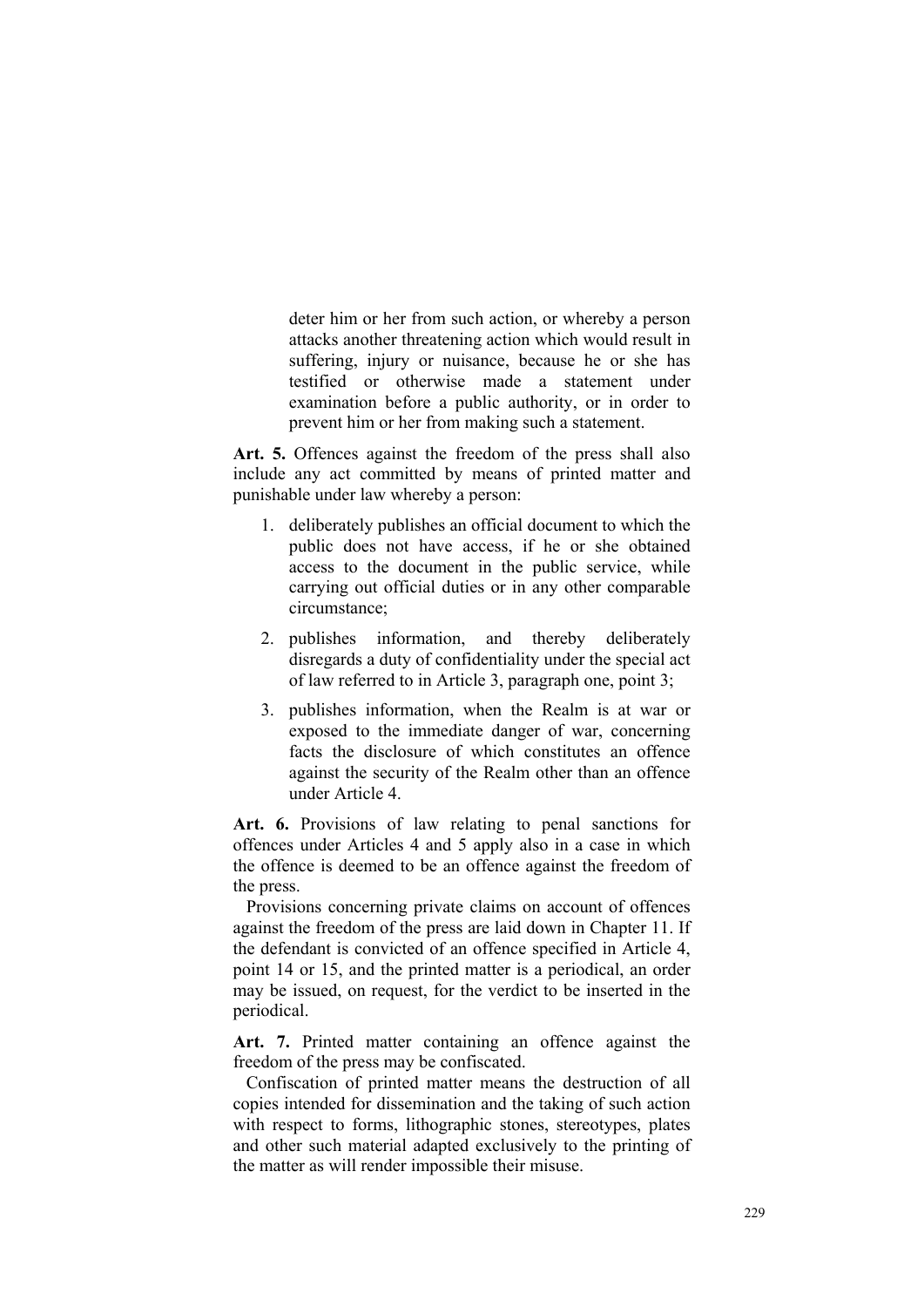deter him or her from such action, or whereby a person attacks another threatening action which would result in suffering, injury or nuisance, because he or she has testified or otherwise made a statement under examination before a public authority, or in order to prevent him or her from making such a statement.

**Art. 5.** Offences against the freedom of the press shall also include any act committed by means of printed matter and punishable under law whereby a person:

1. deliberately publishes an official document to which the public does not have access, if he or she obtained access to the document in the public service, while carrying out official duties or in any other comparable circumstance;
2. publishes information, and thereby deliberately disregards a duty of confidentiality under the special act of law referred to in Article 3, paragraph one, point 3;
3. publishes information, when the Realm is at war or exposed to the immediate danger of war, concerning facts the disclosure of which constitutes an offence against the security of the Realm other than an offence under Article 4.

**Art. 6.** Provisions of law relating to penal sanctions for offences under Articles 4 and 5 apply also in a case in which the offence is deemed to be an offence against the freedom of the press.

Provisions concerning private claims on account of offences against the freedom of the press are laid down in Chapter 11. If the defendant is convicted of an offence specified in Article 4, point 14 or 15, and the printed matter is a periodical, an order may be issued, on request, for the verdict to be inserted in the periodical.

**Art. 7.** Printed matter containing an offence against the freedom of the press may be confiscated.

Confiscation of printed matter means the destruction of all copies intended for dissemination and the taking of such action with respect to forms, lithographic stones, stereotypes, plates and other such material adapted exclusively to the printing of the matter as will render impossible their misuse.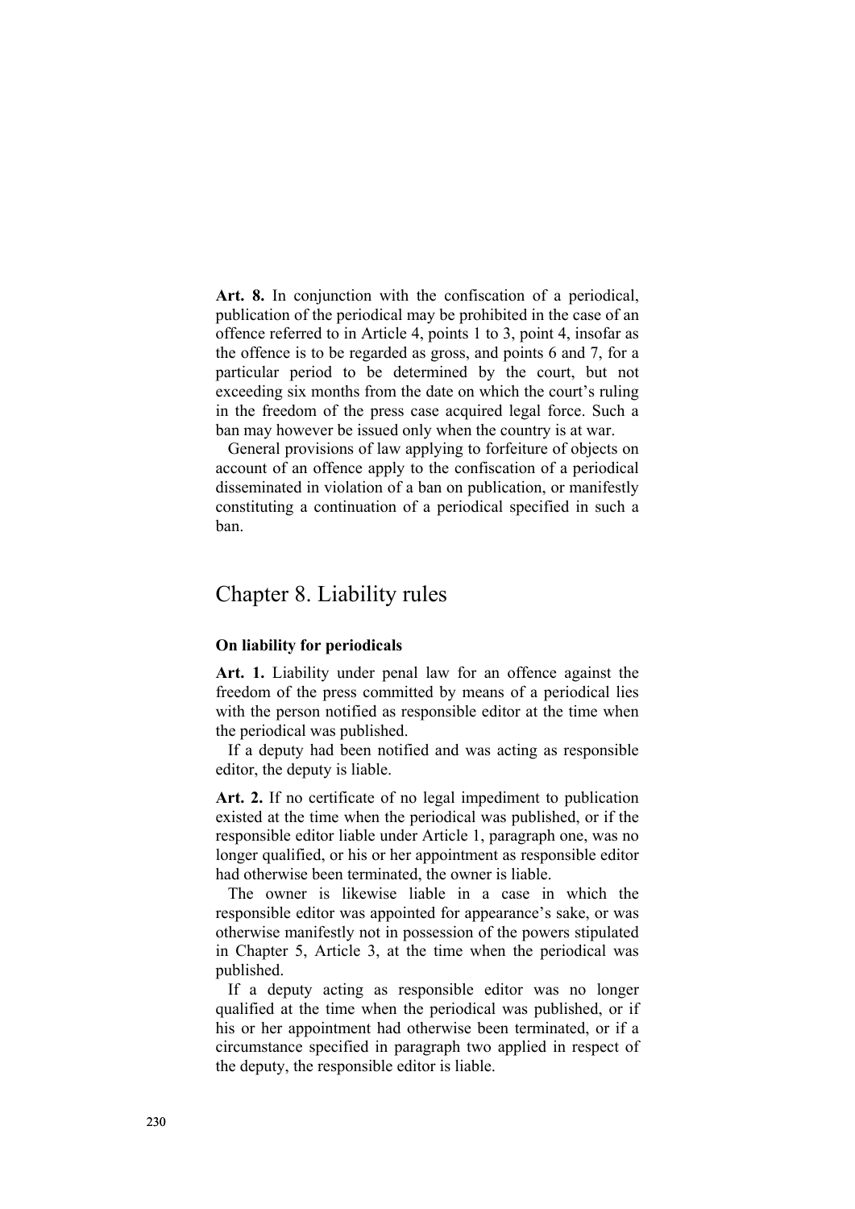**Art. 8.** In conjunction with the confiscation of a periodical, publication of the periodical may be prohibited in the case of an offence referred to in Article 4, points 1 to 3, point 4, insofar as the offence is to be regarded as gross, and points 6 and 7, for a particular period to be determined by the court, but not exceeding six months from the date on which the court's ruling in the freedom of the press case acquired legal force. Such a ban may however be issued only when the country is at war.

General provisions of law applying to forfeiture of objects on account of an offence apply to the confiscation of a periodical disseminated in violation of a ban on publication, or manifestly constituting a continuation of a periodical specified in such a ban.

# Chapter 8. Liability rules

### On liability for periodicals

**Art. 1.** Liability under penal law for an offence against the freedom of the press committed by means of a periodical lies with the person notified as responsible editor at the time when the periodical was published.

If a deputy had been notified and was acting as responsible editor, the deputy is liable.

**Art. 2.** If no certificate of no legal impediment to publication existed at the time when the periodical was published, or if the responsible editor liable under Article 1, paragraph one, was no longer qualified, or his or her appointment as responsible editor had otherwise been terminated, the owner is liable.

The owner is likewise liable in a case in which the responsible editor was appointed for appearance's sake, or was otherwise manifestly not in possession of the powers stipulated in Chapter 5, Article 3, at the time when the periodical was published.

If a deputy acting as responsible editor was no longer qualified at the time when the periodical was published, or if his or her appointment had otherwise been terminated, or if a circumstance specified in paragraph two applied in respect of the deputy, the responsible editor is liable.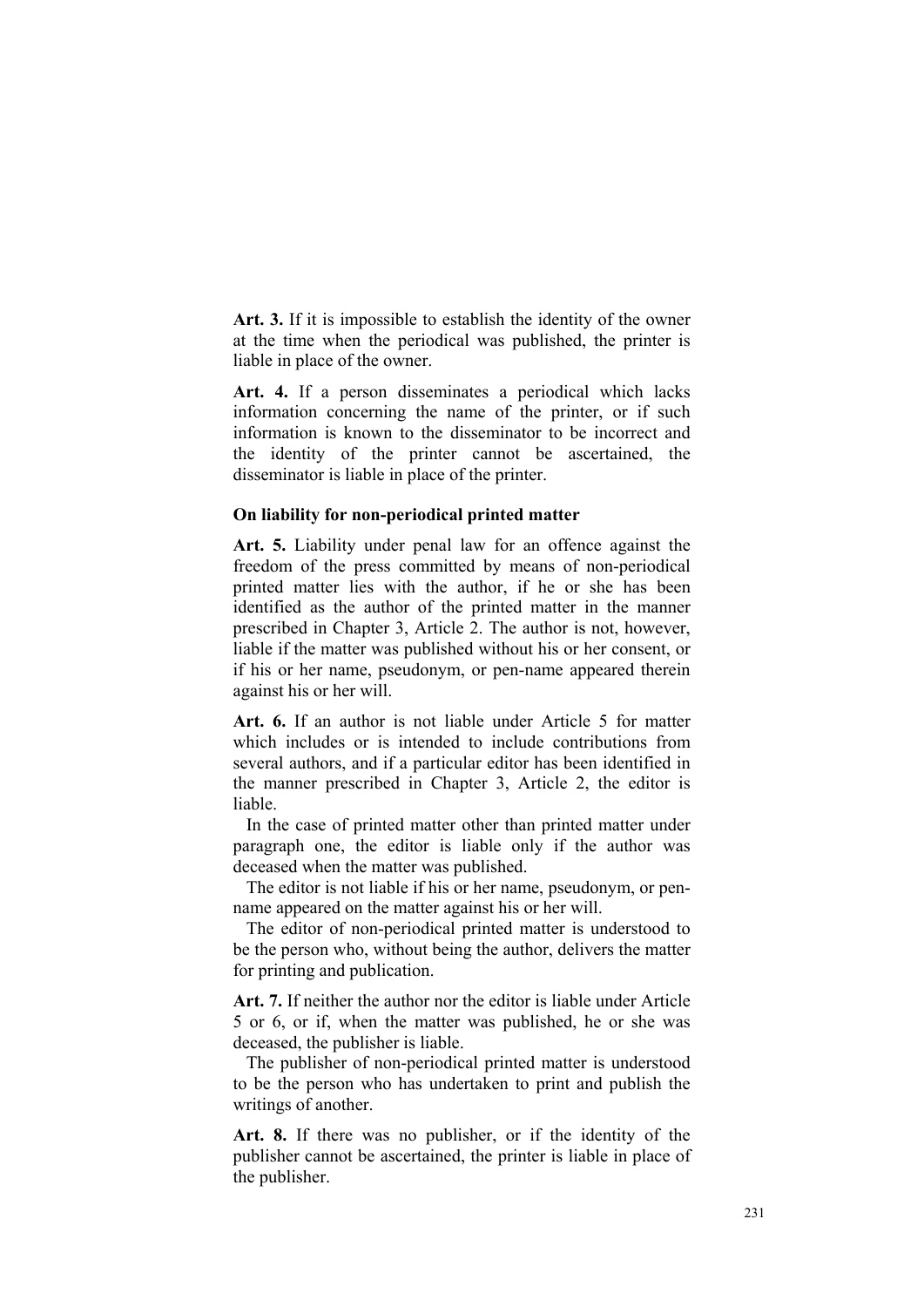**Art. 3.** If it is impossible to establish the identity of the owner at the time when the periodical was published, the printer is liable in place of the owner.

**Art. 4.** If a person disseminates a periodical which lacks information concerning the name of the printer, or if such information is known to the disseminator to be incorrect and the identity of the printer cannot be ascertained, the disseminator is liable in place of the printer.

**On liability for non-periodical printed matter**

**Art. 5.** Liability under penal law for an offence against the freedom of the press committed by means of non-periodical printed matter lies with the author, if he or she has been identified as the author of the printed matter in the manner prescribed in Chapter 3, Article 2. The author is not, however, liable if the matter was published without his or her consent, or if his or her name, pseudonym, or pen-name appeared therein against his or her will.

**Art. 6.** If an author is not liable under Article 5 for matter which includes or is intended to include contributions from several authors, and if a particular editor has been identified in the manner prescribed in Chapter 3, Article 2, the editor is liable.

In the case of printed matter other than printed matter under paragraph one, the editor is liable only if the author was deceased when the matter was published.

The editor is not liable if his or her name, pseudonym, or pen-name appeared on the matter against his or her will.

The editor of non-periodical printed matter is understood to be the person who, without being the author, delivers the matter for printing and publication.

**Art. 7.** If neither the author nor the editor is liable under Article 5 or 6, or if, when the matter was published, he or she was deceased, the publisher is liable.

The publisher of non-periodical printed matter is understood to be the person who has undertaken to print and publish the writings of another.

**Art. 8.** If there was no publisher, or if the identity of the publisher cannot be ascertained, the printer is liable in place of the publisher.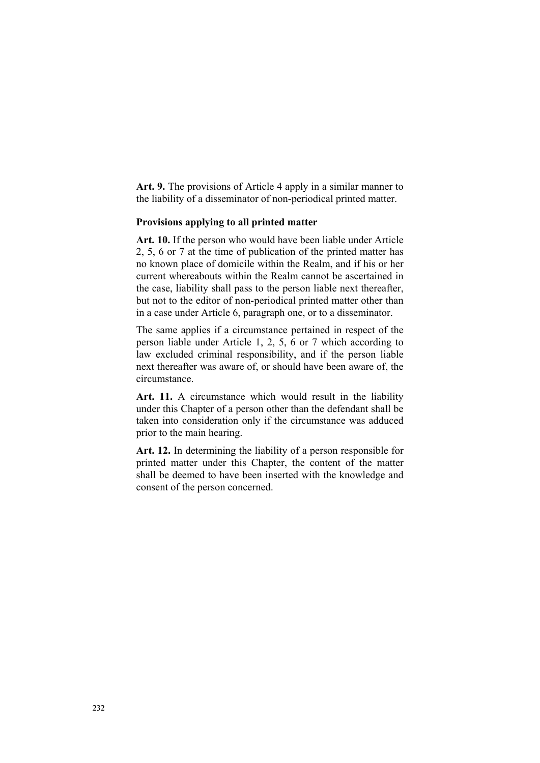**Art. 9.** The provisions of Article 4 apply in a similar manner to the liability of a disseminator of non-periodical printed matter.

### Provisions applying to all printed matter

**Art. 10.** If the person who would have been liable under Article 2, 5, 6 or 7 at the time of publication of the printed matter has no known place of domicile within the Realm, and if his or her current whereabouts within the Realm cannot be ascertained in the case, liability shall pass to the person liable next thereafter, but not to the editor of non-periodical printed matter other than in a case under Article 6, paragraph one, or to a disseminator.

The same applies if a circumstance pertained in respect of the person liable under Article 1, 2, 5, 6 or 7 which according to law excluded criminal responsibility, and if the person liable next thereafter was aware of, or should have been aware of, the circumstance.

**Art. 11.** A circumstance which would result in the liability under this Chapter of a person other than the defendant shall be taken into consideration only if the circumstance was adduced prior to the main hearing.

**Art. 12.** In determining the liability of a person responsible for printed matter under this Chapter, the content of the matter shall be deemed to have been inserted with the knowledge and consent of the person concerned.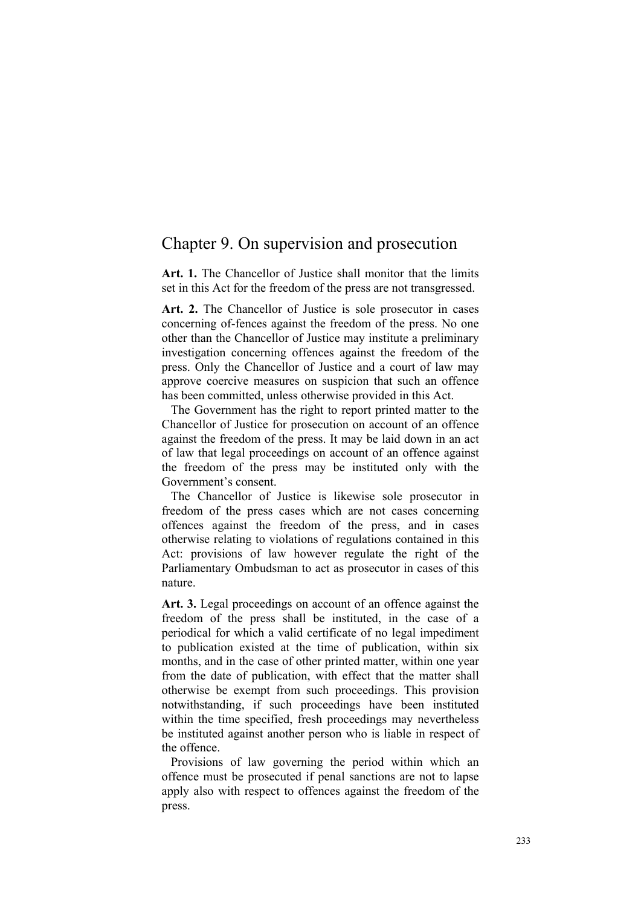# Chapter 9. On supervision and prosecution

**Art. 1.** The Chancellor of Justice shall monitor that the limits set in this Act for the freedom of the press are not transgressed.

**Art. 2.** The Chancellor of Justice is sole prosecutor in cases concerning of-fences against the freedom of the press. No one other than the Chancellor of Justice may institute a preliminary investigation concerning offences against the freedom of the press. Only the Chancellor of Justice and a court of law may approve coercive measures on suspicion that such an offence has been committed, unless otherwise provided in this Act.

The Government has the right to report printed matter to the Chancellor of Justice for prosecution on account of an offence against the freedom of the press. It may be laid down in an act of law that legal proceedings on account of an offence against the freedom of the press may be instituted only with the Government's consent.

The Chancellor of Justice is likewise sole prosecutor in freedom of the press cases which are not cases concerning offences against the freedom of the press, and in cases otherwise relating to violations of regulations contained in this Act: provisions of law however regulate the right of the Parliamentary Ombudsman to act as prosecutor in cases of this nature.

**Art. 3.** Legal proceedings on account of an offence against the freedom of the press shall be instituted, in the case of a periodical for which a valid certificate of no legal impediment to publication existed at the time of publication, within six months, and in the case of other printed matter, within one year from the date of publication, with effect that the matter shall otherwise be exempt from such proceedings. This provision notwithstanding, if such proceedings have been instituted within the time specified, fresh proceedings may nevertheless be instituted against another person who is liable in respect of the offence.

Provisions of law governing the period within which an offence must be prosecuted if penal sanctions are not to lapse apply also with respect to offences against the freedom of the press.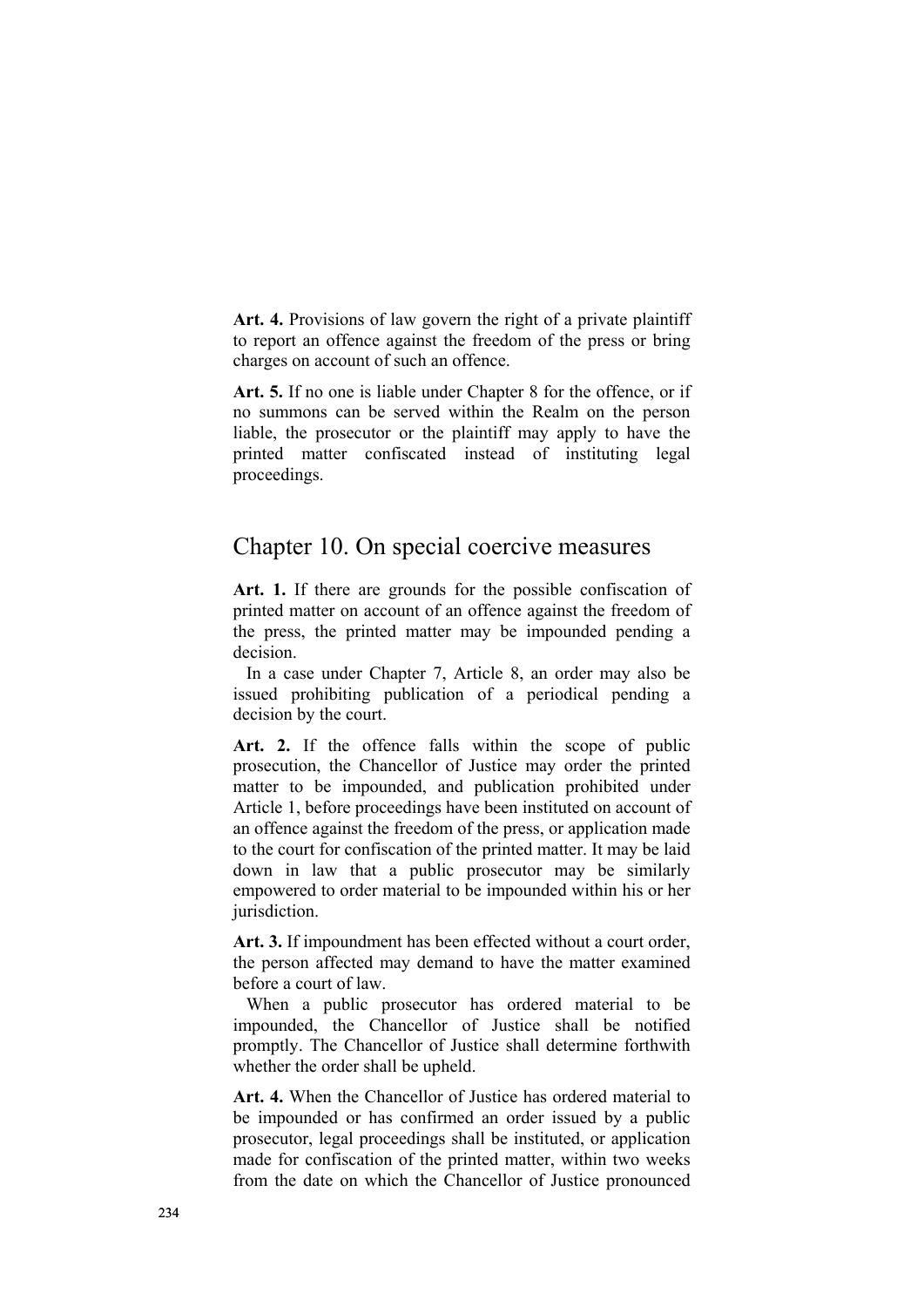**Art. 4.** Provisions of law govern the right of a private plaintiff to report an offence against the freedom of the press or bring charges on account of such an offence.

**Art. 5.** If no one is liable under Chapter 8 for the offence, or if no summons can be served within the Realm on the person liable, the prosecutor or the plaintiff may apply to have the printed matter confiscated instead of instituting legal proceedings.

## Chapter 10. On special coercive measures

**Art. 1.** If there are grounds for the possible confiscation of printed matter on account of an offence against the freedom of the press, the printed matter may be impounded pending a decision.

In a case under Chapter 7, Article 8, an order may also be issued prohibiting publication of a periodical pending a decision by the court.

**Art. 2.** If the offence falls within the scope of public prosecution, the Chancellor of Justice may order the printed matter to be impounded, and publication prohibited under Article 1, before proceedings have been instituted on account of an offence against the freedom of the press, or application made to the court for confiscation of the printed matter. It may be laid down in law that a public prosecutor may be similarly empowered to order material to be impounded within his or her jurisdiction.

**Art. 3.** If impoundment has been effected without a court order, the person affected may demand to have the matter examined before a court of law.

When a public prosecutor has ordered material to be impounded, the Chancellor of Justice shall be notified promptly. The Chancellor of Justice shall determine forthwith whether the order shall be upheld.

**Art. 4.** When the Chancellor of Justice has ordered material to be impounded or has confirmed an order issued by a public prosecutor, legal proceedings shall be instituted, or application made for confiscation of the printed matter, within two weeks from the date on which the Chancellor of Justice pronounced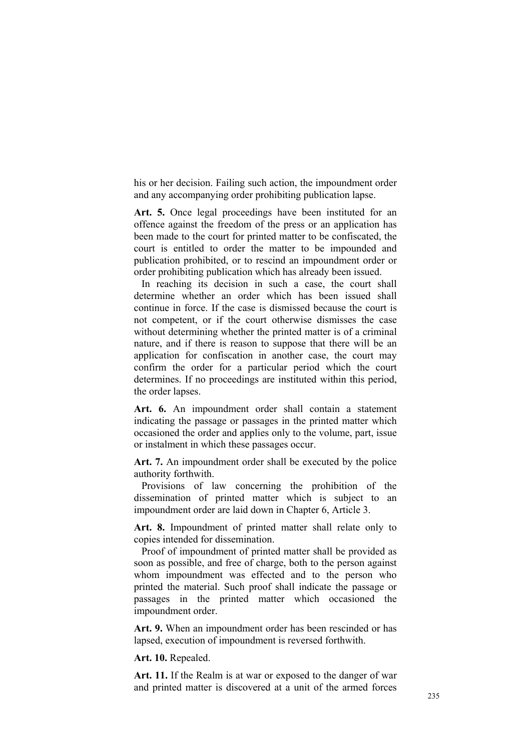his or her decision. Failing such action, the impoundment order and any accompanying order prohibiting publication lapse.

**Art. 5.** Once legal proceedings have been instituted for an offence against the freedom of the press or an application has been made to the court for printed matter to be confiscated, the court is entitled to order the matter to be impounded and publication prohibited, or to rescind an impoundment order or order prohibiting publication which has already been issued.

In reaching its decision in such a case, the court shall determine whether an order which has been issued shall continue in force. If the case is dismissed because the court is not competent, or if the court otherwise dismisses the case without determining whether the printed matter is of a criminal nature, and if there is reason to suppose that there will be an application for confiscation in another case, the court may confirm the order for a particular period which the court determines. If no proceedings are instituted within this period, the order lapses.

**Art. 6.** An impoundment order shall contain a statement indicating the passage or passages in the printed matter which occasioned the order and applies only to the volume, part, issue or instalment in which these passages occur.

**Art. 7.** An impoundment order shall be executed by the police authority forthwith.

Provisions of law concerning the prohibition of the dissemination of printed matter which is subject to an impoundment order are laid down in Chapter 6, Article 3.

**Art. 8.** Impoundment of printed matter shall relate only to copies intended for dissemination.

Proof of impoundment of printed matter shall be provided as soon as possible, and free of charge, both to the person against whom impoundment was effected and to the person who printed the material. Such proof shall indicate the passage or passages in the printed matter which occasioned the impoundment order.

**Art. 9.** When an impoundment order has been rescinded or has lapsed, execution of impoundment is reversed forthwith.

**Art. 10.** Repealed.

**Art. 11.** If the Realm is at war or exposed to the danger of war and printed matter is discovered at a unit of the armed forces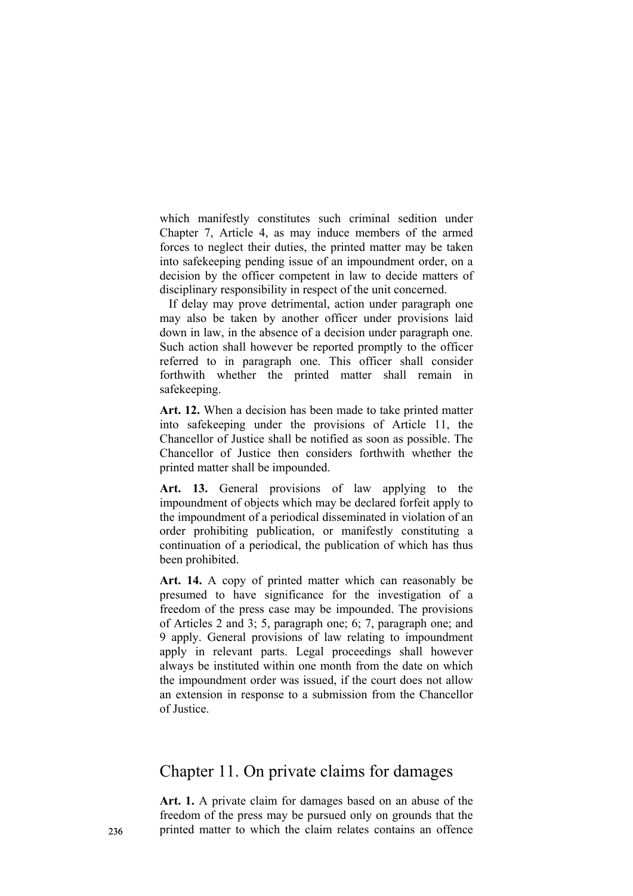which manifestly constitutes such criminal sedition under Chapter 7, Article 4, as may induce members of the armed forces to neglect their duties, the printed matter may be taken into safekeeping pending issue of an impoundment order, on a decision by the officer competent in law to decide matters of disciplinary responsibility in respect of the unit concerned.

If delay may prove detrimental, action under paragraph one may also be taken by another officer under provisions laid down in law, in the absence of a decision under paragraph one. Such action shall however be reported promptly to the officer referred to in paragraph one. This officer shall consider forthwith whether the printed matter shall remain in safekeeping.

**Art. 12.** When a decision has been made to take printed matter into safekeeping under the provisions of Article 11, the Chancellor of Justice shall be notified as soon as possible. The Chancellor of Justice then considers forthwith whether the printed matter shall be impounded.

**Art. 13.** General provisions of law applying to the impoundment of objects which may be declared forfeit apply to the impoundment of a periodical disseminated in violation of an order prohibiting publication, or manifestly constituting a continuation of a periodical, the publication of which has thus been prohibited.

**Art. 14.** A copy of printed matter which can reasonably be presumed to have significance for the investigation of a freedom of the press case may be impounded. The provisions of Articles 2 and 3; 5, paragraph one; 6; 7, paragraph one; and 9 apply. General provisions of law relating to impoundment apply in relevant parts. Legal proceedings shall however always be instituted within one month from the date on which the impoundment order was issued, if the court does not allow an extension in response to a submission from the Chancellor of Justice.

## Chapter 11. On private claims for damages

**Art. 1.** A private claim for damages based on an abuse of the freedom of the press may be pursued only on grounds that the printed matter to which the claim relates contains an offence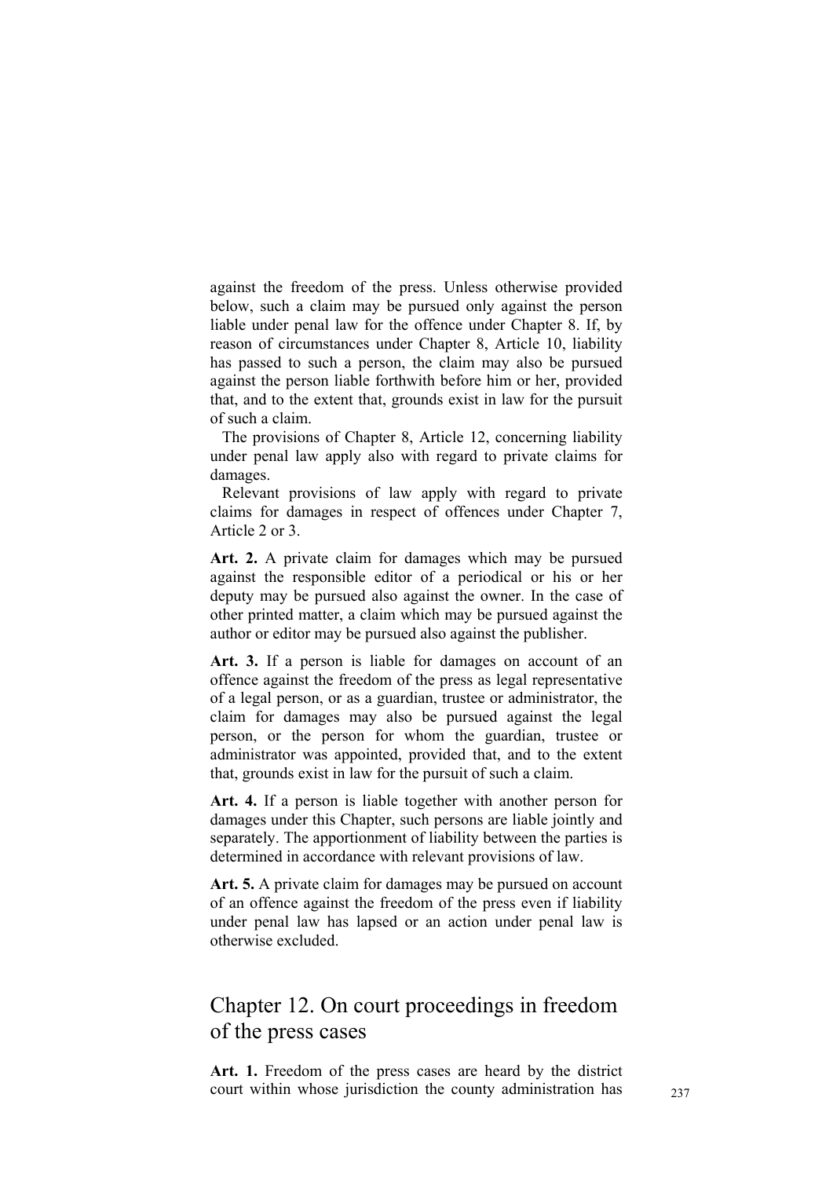against the freedom of the press. Unless otherwise provided below, such a claim may be pursued only against the person liable under penal law for the offence under Chapter 8. If, by reason of circumstances under Chapter 8, Article 10, liability has passed to such a person, the claim may also be pursued against the person liable forthwith before him or her, provided that, and to the extent that, grounds exist in law for the pursuit of such a claim.

The provisions of Chapter 8, Article 12, concerning liability under penal law apply also with regard to private claims for damages.

Relevant provisions of law apply with regard to private claims for damages in respect of offences under Chapter 7, Article 2 or 3.

**Art. 2.** A private claim for damages which may be pursued against the responsible editor of a periodical or his or her deputy may be pursued also against the owner. In the case of other printed matter, a claim which may be pursued against the author or editor may be pursued also against the publisher.

**Art. 3.** If a person is liable for damages on account of an offence against the freedom of the press as legal representative of a legal person, or as a guardian, trustee or administrator, the claim for damages may also be pursued against the legal person, or the person for whom the guardian, trustee or administrator was appointed, provided that, and to the extent that, grounds exist in law for the pursuit of such a claim.

**Art. 4.** If a person is liable together with another person for damages under this Chapter, such persons are liable jointly and separately. The apportionment of liability between the parties is determined in accordance with relevant provisions of law.

**Art. 5.** A private claim for damages may be pursued on account of an offence against the freedom of the press even if liability under penal law has lapsed or an action under penal law is otherwise excluded.

## Chapter 12. On court proceedings in freedom of the press cases

**Art. 1.** Freedom of the press cases are heard by the district court within whose jurisdiction the county administration has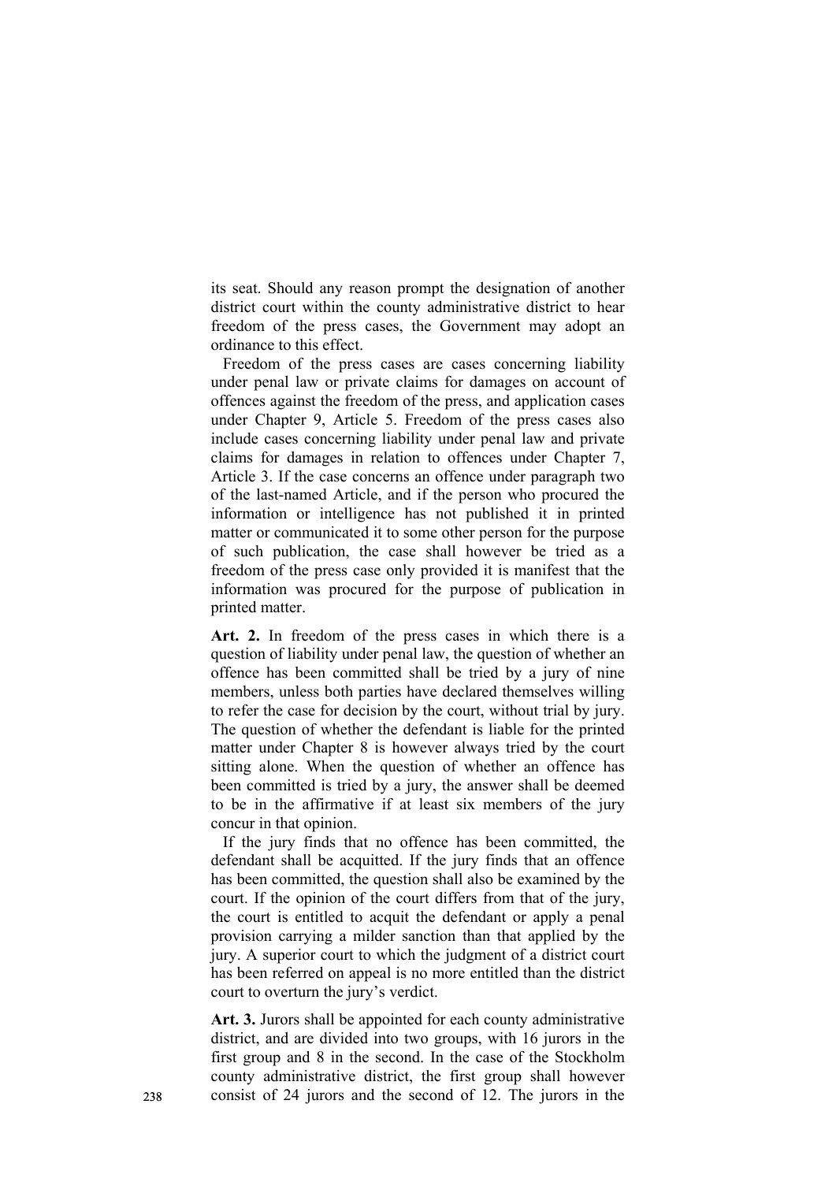its seat. Should any reason prompt the designation of another district court within the county administrative district to hear freedom of the press cases, the Government may adopt an ordinance to this effect.

Freedom of the press cases are cases concerning liability under penal law or private claims for damages on account of offences against the freedom of the press, and application cases under Chapter 9, Article 5. Freedom of the press cases also include cases concerning liability under penal law and private claims for damages in relation to offences under Chapter 7, Article 3. If the case concerns an offence under paragraph two of the last-named Article, and if the person who procured the information or intelligence has not published it in printed matter or communicated it to some other person for the purpose of such publication, the case shall however be tried as a freedom of the press case only provided it is manifest that the information was procured for the purpose of publication in printed matter.

**Art. 2.** In freedom of the press cases in which there is a question of liability under penal law, the question of whether an offence has been committed shall be tried by a jury of nine members, unless both parties have declared themselves willing to refer the case for decision by the court, without trial by jury. The question of whether the defendant is liable for the printed matter under Chapter 8 is however always tried by the court sitting alone. When the question of whether an offence has been committed is tried by a jury, the answer shall be deemed to be in the affirmative if at least six members of the jury concur in that opinion.

If the jury finds that no offence has been committed, the defendant shall be acquitted. If the jury finds that an offence has been committed, the question shall also be examined by the court. If the opinion of the court differs from that of the jury, the court is entitled to acquit the defendant or apply a penal provision carrying a milder sanction than that applied by the jury. A superior court to which the judgment of a district court has been referred on appeal is no more entitled than the district court to overturn the jury's verdict.

**Art. 3.** Jurors shall be appointed for each county administrative district, and are divided into two groups, with 16 jurors in the first group and 8 in the second. In the case of the Stockholm county administrative district, the first group shall however consist of 24 jurors and the second of 12. The jurors in the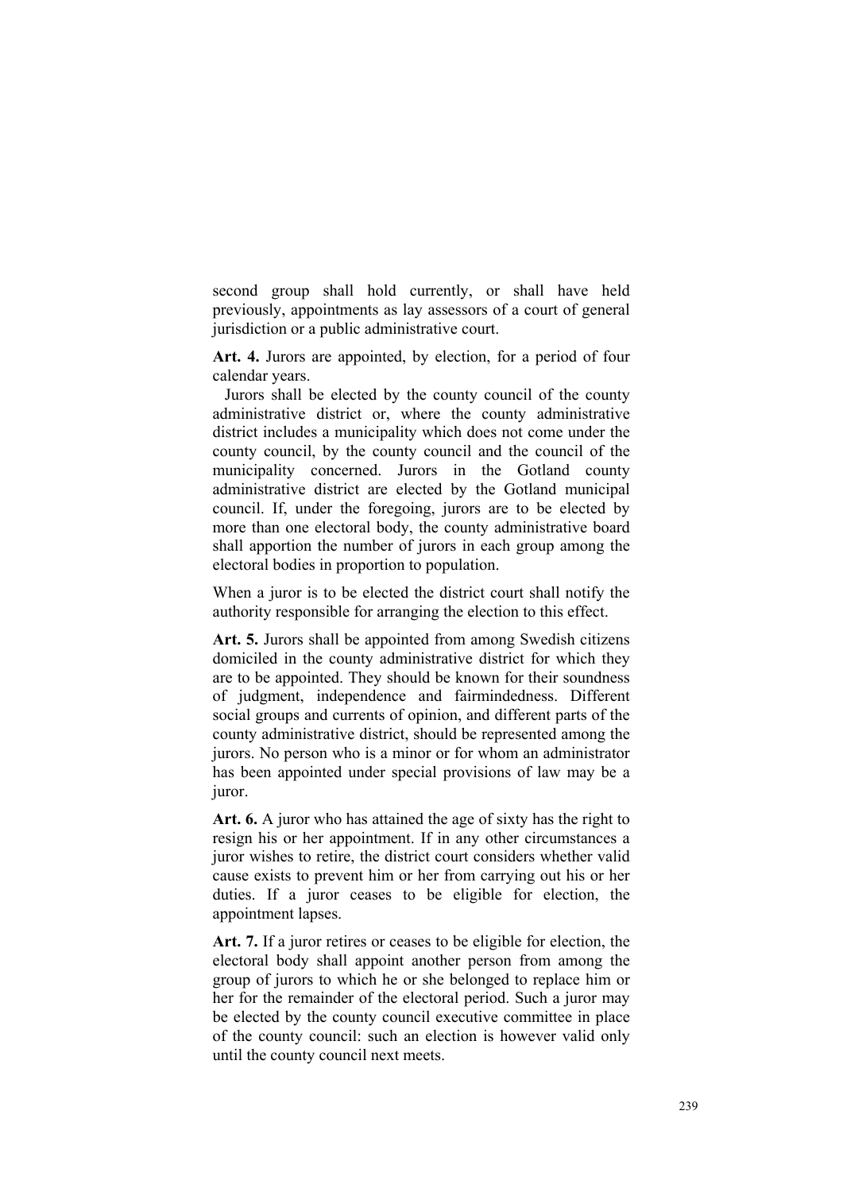second group shall hold currently, or shall have held previously, appointments as lay assessors of a court of general jurisdiction or a public administrative court.

**Art. 4.** Jurors are appointed, by election, for a period of four calendar years.

Jurors shall be elected by the county council of the county administrative district or, where the county administrative district includes a municipality which does not come under the county council, by the county council and the council of the municipality concerned. Jurors in the Gotland county administrative district are elected by the Gotland municipal council. If, under the foregoing, jurors are to be elected by more than one electoral body, the county administrative board shall apportion the number of jurors in each group among the electoral bodies in proportion to population.

When a juror is to be elected the district court shall notify the authority responsible for arranging the election to this effect.

**Art. 5.** Jurors shall be appointed from among Swedish citizens domiciled in the county administrative district for which they are to be appointed. They should be known for their soundness of judgment, independence and fairmindedness. Different social groups and currents of opinion, and different parts of the county administrative district, should be represented among the jurors. No person who is a minor or for whom an administrator has been appointed under special provisions of law may be a juror.

**Art. 6.** A juror who has attained the age of sixty has the right to resign his or her appointment. If in any other circumstances a juror wishes to retire, the district court considers whether valid cause exists to prevent him or her from carrying out his or her duties. If a juror ceases to be eligible for election, the appointment lapses.

**Art. 7.** If a juror retires or ceases to be eligible for election, the electoral body shall appoint another person from among the group of jurors to which he or she belonged to replace him or her for the remainder of the electoral period. Such a juror may be elected by the county council executive committee in place of the county council: such an election is however valid only until the county council next meets.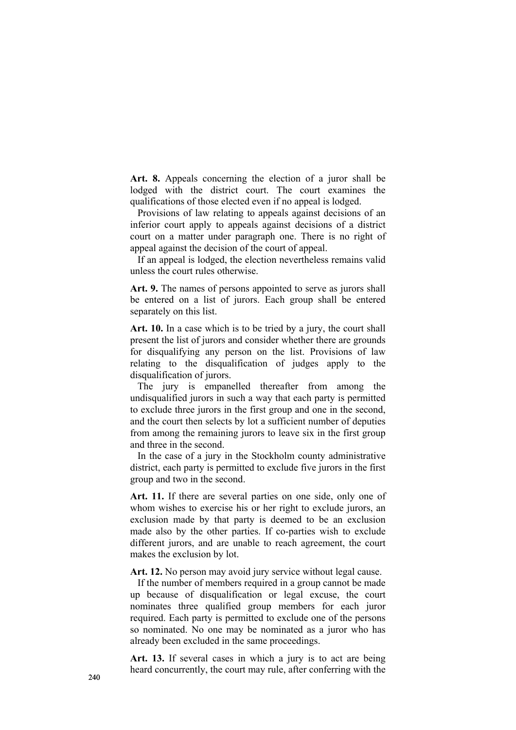**Art. 8.** Appeals concerning the election of a juror shall be lodged with the district court. The court examines the qualifications of those elected even if no appeal is lodged.

Provisions of law relating to appeals against decisions of an inferior court apply to appeals against decisions of a district court on a matter under paragraph one. There is no right of appeal against the decision of the court of appeal.

If an appeal is lodged, the election nevertheless remains valid unless the court rules otherwise.

**Art. 9.** The names of persons appointed to serve as jurors shall be entered on a list of jurors. Each group shall be entered separately on this list.

**Art. 10.** In a case which is to be tried by a jury, the court shall present the list of jurors and consider whether there are grounds for disqualifying any person on the list. Provisions of law relating to the disqualification of judges apply to the disqualification of jurors.

The jury is empanelled thereafter from among the undisqualified jurors in such a way that each party is permitted to exclude three jurors in the first group and one in the second, and the court then selects by lot a sufficient number of deputies from among the remaining jurors to leave six in the first group and three in the second.

In the case of a jury in the Stockholm county administrative district, each party is permitted to exclude five jurors in the first group and two in the second.

**Art. 11.** If there are several parties on one side, only one of whom wishes to exercise his or her right to exclude jurors, an exclusion made by that party is deemed to be an exclusion made also by the other parties. If co-parties wish to exclude different jurors, and are unable to reach agreement, the court makes the exclusion by lot.

**Art. 12.** No person may avoid jury service without legal cause.

If the number of members required in a group cannot be made up because of disqualification or legal excuse, the court nominates three qualified group members for each juror required. Each party is permitted to exclude one of the persons so nominated. No one may be nominated as a juror who has already been excluded in the same proceedings.

**Art. 13.** If several cases in which a jury is to act are being heard concurrently, the court may rule, after conferring with the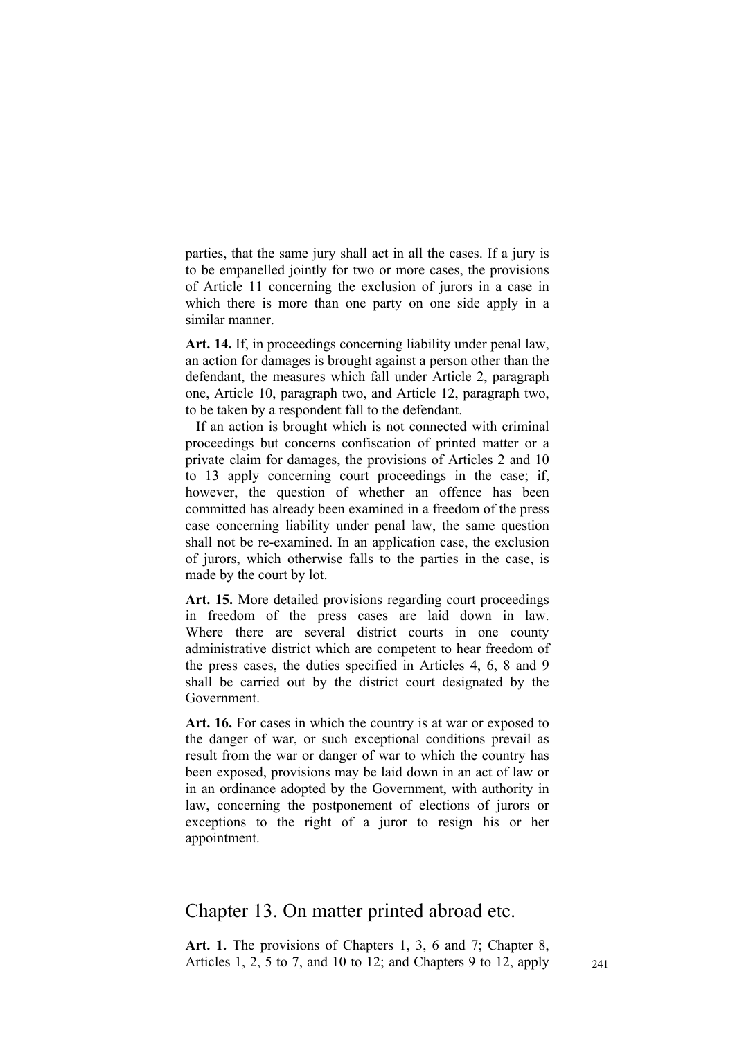parties, that the same jury shall act in all the cases. If a jury is to be empanelled jointly for two or more cases, the provisions of Article 11 concerning the exclusion of jurors in a case in which there is more than one party on one side apply in a similar manner.

**Art. 14.** If, in proceedings concerning liability under penal law, an action for damages is brought against a person other than the defendant, the measures which fall under Article 2, paragraph one, Article 10, paragraph two, and Article 12, paragraph two, to be taken by a respondent fall to the defendant.

If an action is brought which is not connected with criminal proceedings but concerns confiscation of printed matter or a private claim for damages, the provisions of Articles 2 and 10 to 13 apply concerning court proceedings in the case; if, however, the question of whether an offence has been committed has already been examined in a freedom of the press case concerning liability under penal law, the same question shall not be re-examined. In an application case, the exclusion of jurors, which otherwise falls to the parties in the case, is made by the court by lot.

**Art. 15.** More detailed provisions regarding court proceedings in freedom of the press cases are laid down in law. Where there are several district courts in one county administrative district which are competent to hear freedom of the press cases, the duties specified in Articles 4, 6, 8 and 9 shall be carried out by the district court designated by the Government.

**Art. 16.** For cases in which the country is at war or exposed to the danger of war, or such exceptional conditions prevail as result from the war or danger of war to which the country has been exposed, provisions may be laid down in an act of law or in an ordinance adopted by the Government, with authority in law, concerning the postponement of elections of jurors or exceptions to the right of a juror to resign his or her appointment.

## Chapter 13. On matter printed abroad etc.

**Art. 1.** The provisions of Chapters 1, 3, 6 and 7; Chapter 8, Articles 1, 2, 5 to 7, and 10 to 12; and Chapters 9 to 12, apply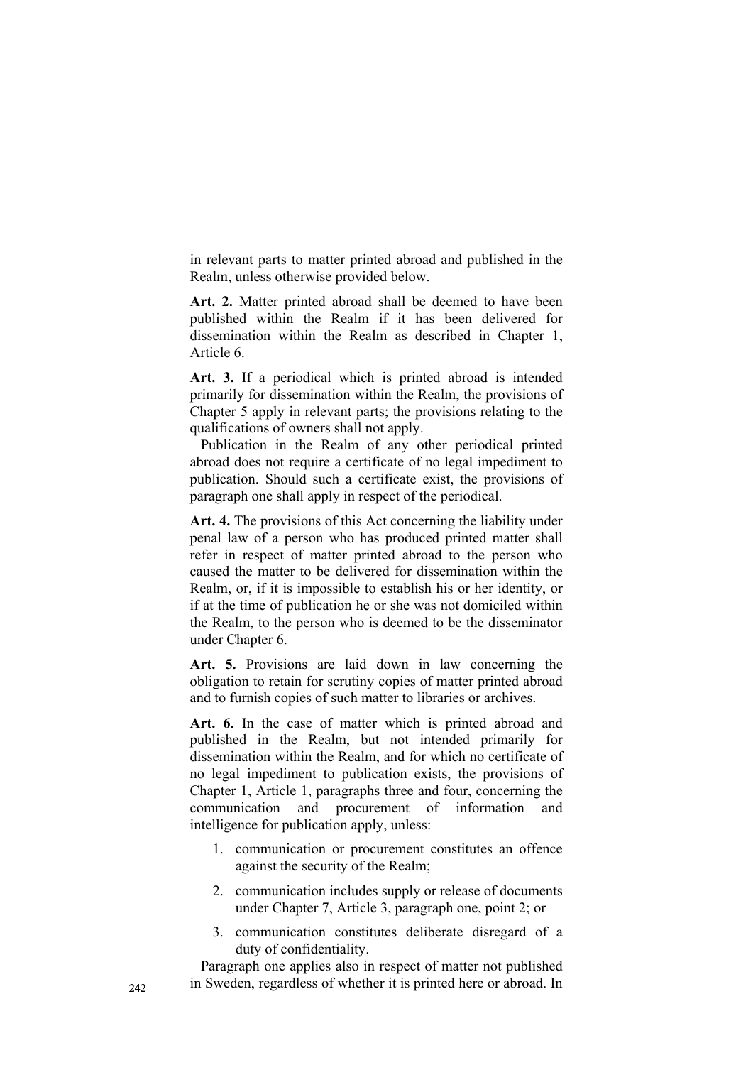in relevant parts to matter printed abroad and published in the Realm, unless otherwise provided below.

**Art. 2.** Matter printed abroad shall be deemed to have been published within the Realm if it has been delivered for dissemination within the Realm as described in Chapter 1, Article 6.

**Art. 3.** If a periodical which is printed abroad is intended primarily for dissemination within the Realm, the provisions of Chapter 5 apply in relevant parts; the provisions relating to the qualifications of owners shall not apply.

Publication in the Realm of any other periodical printed abroad does not require a certificate of no legal impediment to publication. Should such a certificate exist, the provisions of paragraph one shall apply in respect of the periodical.

**Art. 4.** The provisions of this Act concerning the liability under penal law of a person who has produced printed matter shall refer in respect of matter printed abroad to the person who caused the matter to be delivered for dissemination within the Realm, or, if it is impossible to establish his or her identity, or if at the time of publication he or she was not domiciled within the Realm, to the person who is deemed to be the disseminator under Chapter 6.

**Art. 5.** Provisions are laid down in law concerning the obligation to retain for scrutiny copies of matter printed abroad and to furnish copies of such matter to libraries or archives.

**Art. 6.** In the case of matter which is printed abroad and published in the Realm, but not intended primarily for dissemination within the Realm, and for which no certificate of no legal impediment to publication exists, the provisions of Chapter 1, Article 1, paragraphs three and four, concerning the communication and procurement of information and intelligence for publication apply, unless:

1. communication or procurement constitutes an offence against the security of the Realm;
2. communication includes supply or release of documents under Chapter 7, Article 3, paragraph one, point 2; or
3. communication constitutes deliberate disregard of a duty of confidentiality.

Paragraph one applies also in respect of matter not published in Sweden, regardless of whether it is printed here or abroad. In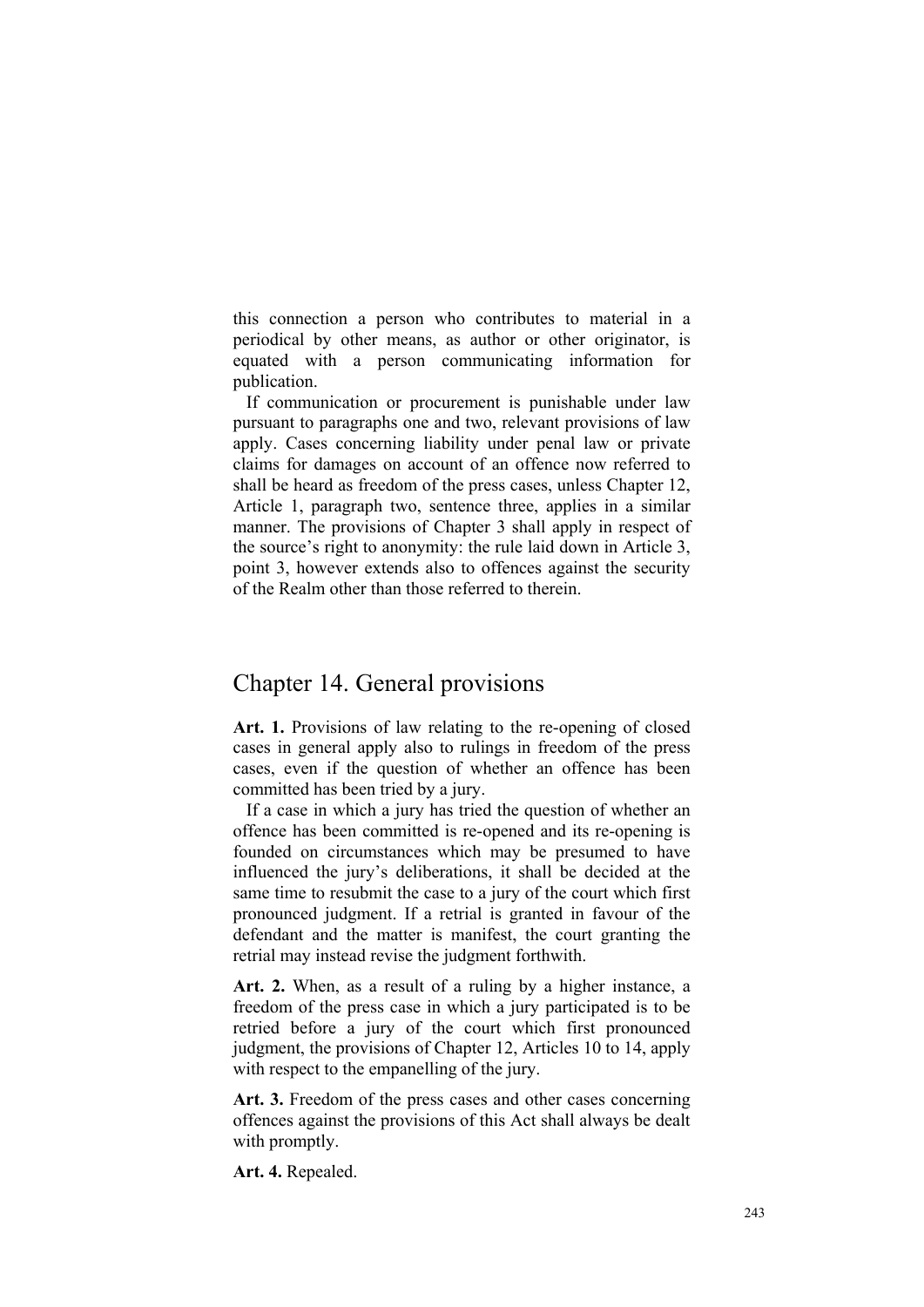this connection a person who contributes to material in a periodical by other means, as author or other originator, is equated with a person communicating information for publication.

If communication or procurement is punishable under law pursuant to paragraphs one and two, relevant provisions of law apply. Cases concerning liability under penal law or private claims for damages on account of an offence now referred to shall be heard as freedom of the press cases, unless Chapter 12, Article 1, paragraph two, sentence three, applies in a similar manner. The provisions of Chapter 3 shall apply in respect of the source's right to anonymity: the rule laid down in Article 3, point 3, however extends also to offences against the security of the Realm other than those referred to therein.

# Chapter 14. General provisions

**Art. 1.** Provisions of law relating to the re-opening of closed cases in general apply also to rulings in freedom of the press cases, even if the question of whether an offence has been committed has been tried by a jury.

If a case in which a jury has tried the question of whether an offence has been committed is re-opened and its re-opening is founded on circumstances which may be presumed to have influenced the jury's deliberations, it shall be decided at the same time to resubmit the case to a jury of the court which first pronounced judgment. If a retrial is granted in favour of the defendant and the matter is manifest, the court granting the retrial may instead revise the judgment forthwith.

**Art. 2.** When, as a result of a ruling by a higher instance, a freedom of the press case in which a jury participated is to be retried before a jury of the court which first pronounced judgment, the provisions of Chapter 12, Articles 10 to 14, apply with respect to the empanelling of the jury.

**Art. 3.** Freedom of the press cases and other cases concerning offences against the provisions of this Act shall always be dealt with promptly.

**Art. 4.** Repealed.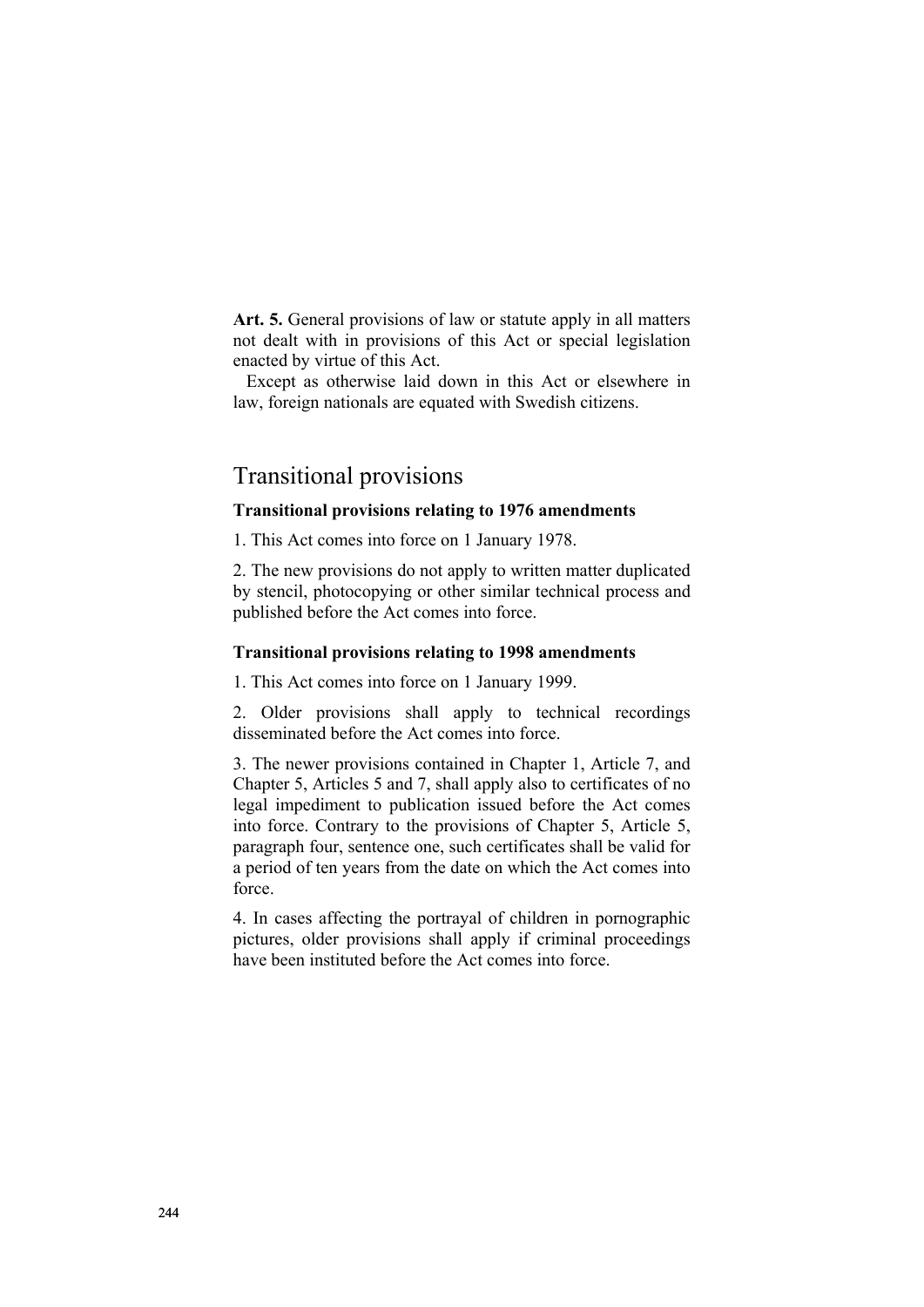**Art. 5.** General provisions of law or statute apply in all matters not dealt with in provisions of this Act or special legislation enacted by virtue of this Act.

Except as otherwise laid down in this Act or elsewhere in law, foreign nationals are equated with Swedish citizens.

# Transitional provisions

### Transitional provisions relating to 1976 amendments

1. This Act comes into force on 1 January 1978.

2. The new provisions do not apply to written matter duplicated by stencil, photocopying or other similar technical process and published before the Act comes into force.

### Transitional provisions relating to 1998 amendments

1. This Act comes into force on 1 January 1999.

2. Older provisions shall apply to technical recordings disseminated before the Act comes into force.

3. The newer provisions contained in Chapter 1, Article 7, and Chapter 5, Articles 5 and 7, shall apply also to certificates of no legal impediment to publication issued before the Act comes into force. Contrary to the provisions of Chapter 5, Article 5, paragraph four, sentence one, such certificates shall be valid for a period of ten years from the date on which the Act comes into force.

4. In cases affecting the portrayal of children in pornographic pictures, older provisions shall apply if criminal proceedings have been instituted before the Act comes into force.